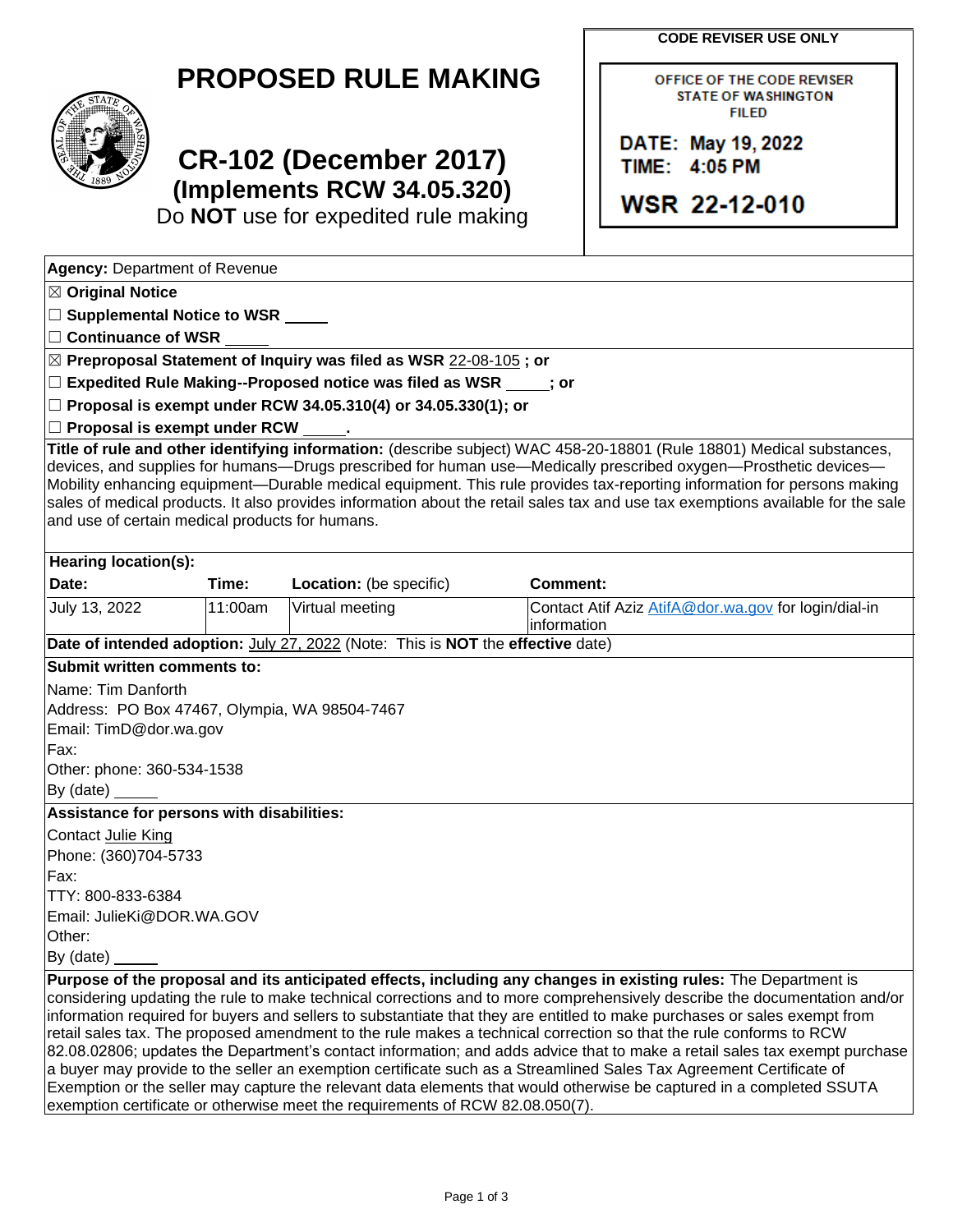# PROPOSED RULE MAKING

## CR-102 (December 2017)
### (Implements RCW 34.05.320)

Do **NOT** use for expedited rule making

**CODE REVISER USE ONLY**

OFFICE OF THE CODE REVISER
STATE OF WASHINGTON
FILED

DATE: May 19, 2022
TIME: 4:05 PM

WSR 22-12-010

**Agency:** Department of Revenue

☒ **Original Notice**

☐ **Supplemental Notice to WSR** _____

☐ **Continuance of WSR** _____

☒ **Preproposal Statement of Inquiry was filed as WSR** 22-08-105 **; or**

☐ **Expedited Rule Making--Proposed notice was filed as WSR** _____**; or**

☐ **Proposal is exempt under RCW 34.05.310(4) or 34.05.330(1); or**

☐ **Proposal is exempt under RCW** _____**.**

**Title of rule and other identifying information:** (describe subject) WAC 458-20-18801 (Rule 18801) Medical substances, devices, and supplies for humans—Drugs prescribed for human use—Medically prescribed oxygen—Prosthetic devices—Mobility enhancing equipment—Durable medical equipment. This rule provides tax-reporting information for persons making sales of medical products. It also provides information about the retail sales tax and use tax exemptions available for the sale and use of certain medical products for humans.

**Hearing location(s):**

| Date: | Time: | Location: (be specific) | Comment: |
|---|---|---|---|
| July 13, 2022 | 11:00am | Virtual meeting | Contact Atif Aziz AtifA@dor.wa.gov for login/dial-in information |

**Date of intended adoption:** July 27, 2022 (Note: This is **NOT** the **effective** date)

**Submit written comments to:**

Name: Tim Danforth
Address: PO Box 47467, Olympia, WA 98504-7467
Email: TimD@dor.wa.gov
Fax:
Other: phone: 360-534-1538
By (date) _____

**Assistance for persons with disabilities:**

Contact Julie King
Phone: (360)704-5733
Fax:
TTY: 800-833-6384
Email: JulieKi@DOR.WA.GOV
Other:
By (date) _____

**Purpose of the proposal and its anticipated effects, including any changes in existing rules:** The Department is considering updating the rule to make technical corrections and to more comprehensively describe the documentation and/or information required for buyers and sellers to substantiate that they are entitled to make purchases or sales exempt from retail sales tax. The proposed amendment to the rule makes a technical correction so that the rule conforms to RCW 82.08.02806; updates the Department's contact information; and adds advice that to make a retail sales tax exempt purchase a buyer may provide to the seller an exemption certificate such as a Streamlined Sales Tax Agreement Certificate of Exemption or the seller may capture the relevant data elements that would otherwise be captured in a completed SSUTA exemption certificate or otherwise meet the requirements of RCW 82.08.050(7).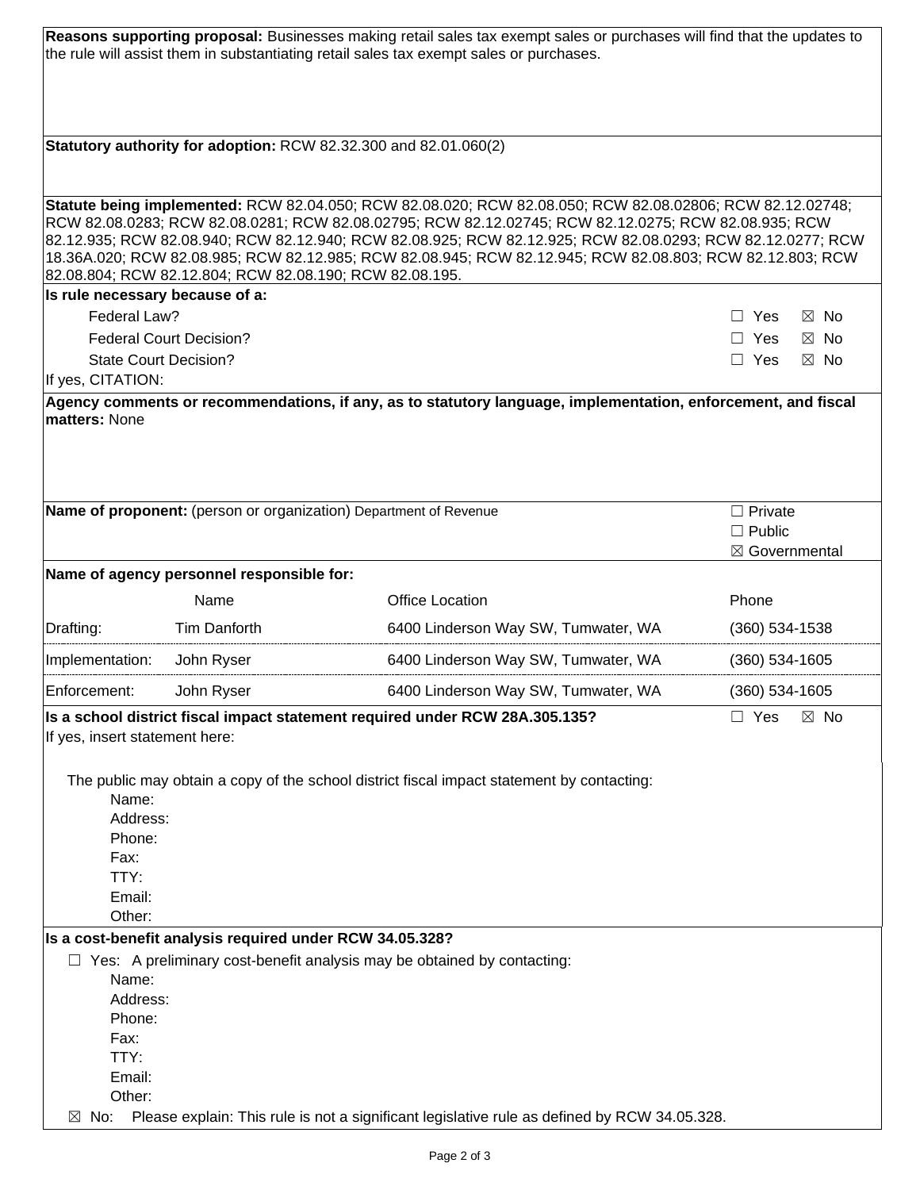**Reasons supporting proposal:** Businesses making retail sales tax exempt sales or purchases will find that the updates to the rule will assist them in substantiating retail sales tax exempt sales or purchases.

**Statutory authority for adoption:** RCW 82.32.300 and 82.01.060(2)

**Statute being implemented:** RCW 82.04.050; RCW 82.08.020; RCW 82.08.050; RCW 82.08.02806; RCW 82.12.02748; RCW 82.08.0283; RCW 82.08.0281; RCW 82.08.02795; RCW 82.12.02745; RCW 82.12.0275; RCW 82.08.935; RCW 82.12.935; RCW 82.08.940; RCW 82.12.940; RCW 82.08.925; RCW 82.12.925; RCW 82.08.0293; RCW 82.12.0277; RCW 18.36A.020; RCW 82.08.985; RCW 82.12.985; RCW 82.08.945; RCW 82.12.945; RCW 82.08.803; RCW 82.12.803; RCW 82.08.804; RCW 82.12.804; RCW 82.08.190; RCW 82.08.195.

**Is rule necessary because of a:**

| | |
|---|---|
| Federal Law? | ☐ Yes ☒ No |
| Federal Court Decision? | ☐ Yes ☒ No |
| State Court Decision? | ☐ Yes ☒ No |

If yes, CITATION:

**Agency comments or recommendations, if any, as to statutory language, implementation, enforcement, and fiscal matters:** None

**Name of proponent:** (person or organization) Department of Revenue

☐ Private
☐ Public
☒ Governmental

**Name of agency personnel responsible for:**

| | Name | Office Location | Phone |
|---|---|---|---|
| Drafting: | Tim Danforth | 6400 Linderson Way SW, Tumwater, WA | (360) 534-1538 |
| Implementation: | John Ryser | 6400 Linderson Way SW, Tumwater, WA | (360) 534-1605 |
| Enforcement: | John Ryser | 6400 Linderson Way SW, Tumwater, WA | (360) 534-1605 |

**Is a school district fiscal impact statement required under RCW 28A.305.135?** ☐ Yes ☒ No

If yes, insert statement here:

The public may obtain a copy of the school district fiscal impact statement by contacting:

Name:
Address:
Phone:
Fax:
TTY:
Email:
Other:

**Is a cost-benefit analysis required under RCW 34.05.328?**

☐ Yes: A preliminary cost-benefit analysis may be obtained by contacting:

Name:
Address:
Phone:
Fax:
TTY:
Email:
Other:

☒ No: Please explain: This rule is not a significant legislative rule as defined by RCW 34.05.328.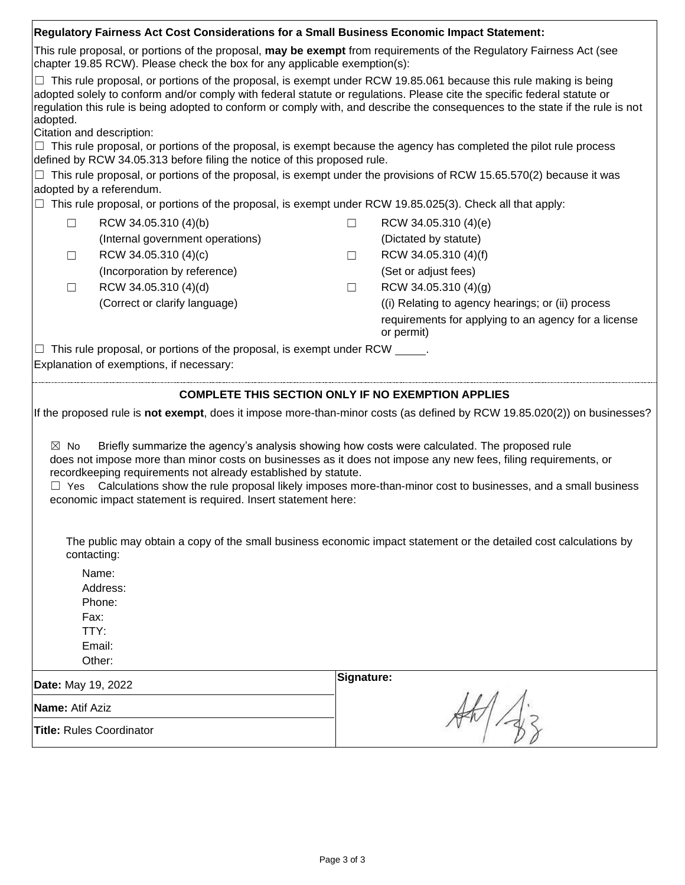**Regulatory Fairness Act Cost Considerations for a Small Business Economic Impact Statement:**

This rule proposal, or portions of the proposal, **may be exempt** from requirements of the Regulatory Fairness Act (see chapter 19.85 RCW). Please check the box for any applicable exemption(s):

☐ This rule proposal, or portions of the proposal, is exempt under RCW 19.85.061 because this rule making is being adopted solely to conform and/or comply with federal statute or regulations. Please cite the specific federal statute or regulation this rule is being adopted to conform or comply with, and describe the consequences to the state if the rule is not adopted.

Citation and description:

☐ This rule proposal, or portions of the proposal, is exempt because the agency has completed the pilot rule process defined by RCW 34.05.313 before filing the notice of this proposed rule.

☐ This rule proposal, or portions of the proposal, is exempt under the provisions of RCW 15.65.570(2) because it was adopted by a referendum.

☐ This rule proposal, or portions of the proposal, is exempt under RCW 19.85.025(3). Check all that apply:

| | | | |
|---|---|---|---|
| ☐ | RCW 34.05.310 (4)(b) (Internal government operations) | ☐ | RCW 34.05.310 (4)(e) (Dictated by statute) |
| ☐ | RCW 34.05.310 (4)(c) (Incorporation by reference) | ☐ | RCW 34.05.310 (4)(f) (Set or adjust fees) |
| ☐ | RCW 34.05.310 (4)(d) (Correct or clarify language) | ☐ | RCW 34.05.310 (4)(g) ((i) Relating to agency hearings; or (ii) process requirements for applying to an agency for a license or permit) |

☐ This rule proposal, or portions of the proposal, is exempt under RCW _____.

Explanation of exemptions, if necessary:

**COMPLETE THIS SECTION ONLY IF NO EXEMPTION APPLIES**

If the proposed rule is **not exempt**, does it impose more-than-minor costs (as defined by RCW 19.85.020(2)) on businesses?

☒ No Briefly summarize the agency's analysis showing how costs were calculated. The proposed rule does not impose more than minor costs on businesses as it does not impose any new fees, filing requirements, or recordkeeping requirements not already established by statute.

☐ Yes Calculations show the rule proposal likely imposes more-than-minor cost to businesses, and a small business economic impact statement is required. Insert statement here:

The public may obtain a copy of the small business economic impact statement or the detailed cost calculations by contacting:

Name:
Address:
Phone:
Fax:
TTY:
Email:
Other:

| | |
|---|---|
| **Date:** May 19, 2022 | **Signature:** |
| **Name:** Atif Aziz | |
| **Title:** Rules Coordinator | |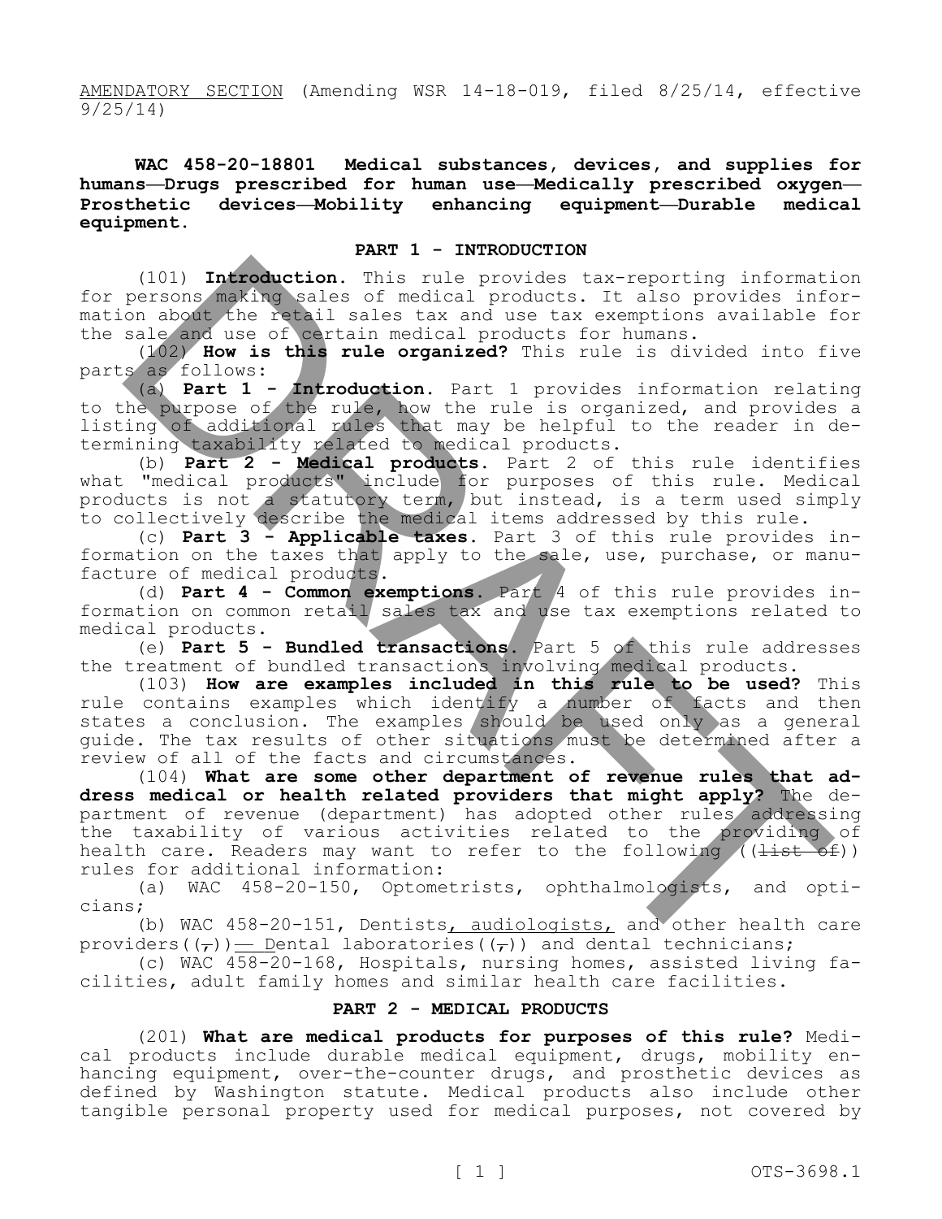AMENDATORY SECTION (Amending WSR 14-18-019, filed 8/25/14, effective 9/25/14)

**WAC 458-20-18801 Medical substances, devices, and supplies for humans—Drugs prescribed for human use—Medically prescribed oxygen—Prosthetic devices—Mobility enhancing equipment—Durable medical equipment.**

**PART 1 - INTRODUCTION**

(101) **Introduction.** This rule provides tax-reporting information for persons making sales of medical products. It also provides information about the retail sales tax and use tax exemptions available for the sale and use of certain medical products for humans.

(102) **How is this rule organized?** This rule is divided into five parts as follows:

(a) **Part 1 - Introduction.** Part 1 provides information relating to the purpose of the rule, how the rule is organized, and provides a listing of additional rules that may be helpful to the reader in determining taxability related to medical products.

(b) **Part 2 - Medical products.** Part 2 of this rule identifies what "medical products" include for purposes of this rule. Medical products is not a statutory term, but instead, is a term used simply to collectively describe the medical items addressed by this rule.

(c) **Part 3 - Applicable taxes.** Part 3 of this rule provides information on the taxes that apply to the sale, use, purchase, or manufacture of medical products.

(d) **Part 4 - Common exemptions.** Part 4 of this rule provides information on common retail sales tax and use tax exemptions related to medical products.

(e) **Part 5 - Bundled transactions.** Part 5 of this rule addresses the treatment of bundled transactions involving medical products.

(103) **How are examples included in this rule to be used?** This rule contains examples which identify a number of facts and then states a conclusion. The examples should be used only as a general guide. The tax results of other situations must be determined after a review of all of the facts and circumstances.

(104) **What are some other department of revenue rules that address medical or health related providers that might apply?** The department of revenue (department) has adopted other rules addressing the taxability of various activities related to the providing of health care. Readers may want to refer to the following ((~~list of~~)) rules for additional information:

(a) WAC 458-20-150, Optometrists, ophthalmologists, and opticians;

(b) WAC 458-20-151, Dentists, audiologists, and other health care providers((~~,~~))—Dental laboratories((~~,~~)) and dental technicians;

(c) WAC 458-20-168, Hospitals, nursing homes, assisted living facilities, adult family homes and similar health care facilities.

**PART 2 - MEDICAL PRODUCTS**

(201) **What are medical products for purposes of this rule?** Medical products include durable medical equipment, drugs, mobility enhancing equipment, over-the-counter drugs, and prosthetic devices as defined by Washington statute. Medical products also include other tangible personal property used for medical purposes, not covered by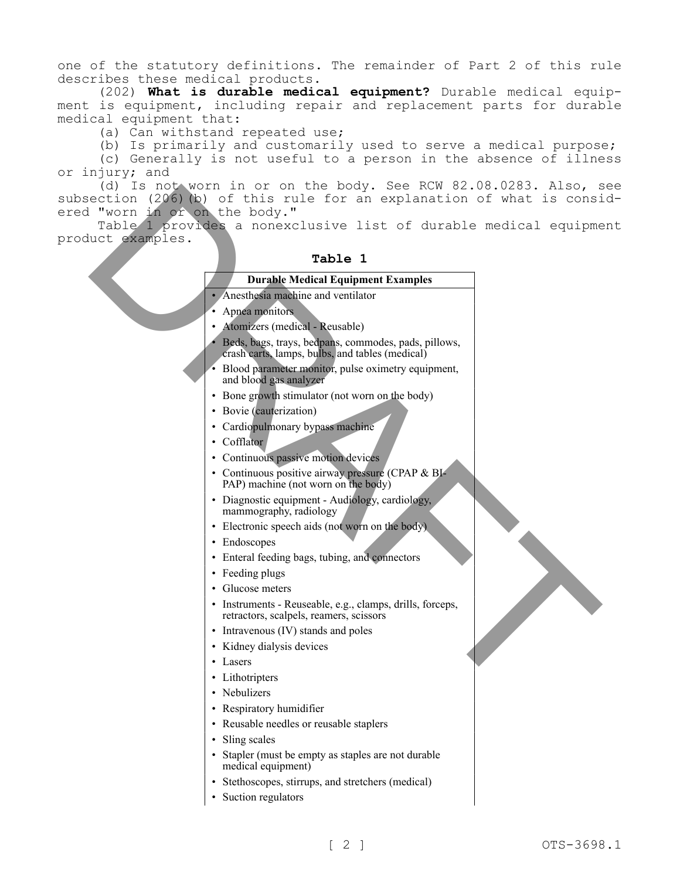one of the statutory definitions. The remainder of Part 2 of this rule describes these medical products.

(202) **What is durable medical equipment?** Durable medical equipment is equipment, including repair and replacement parts for durable medical equipment that:

(a) Can withstand repeated use;

(b) Is primarily and customarily used to serve a medical purpose;

(c) Generally is not useful to a person in the absence of illness or injury; and

(d) Is not worn in or on the body. See RCW 82.08.0283. Also, see subsection (206)(b) of this rule for an explanation of what is considered "worn in or on the body."

Table 1 provides a nonexclusive list of durable medical equipment product examples.

**Table 1**

| Durable Medical Equipment Examples |
|---|
| • Anesthesia machine and ventilator |
| • Apnea monitors |
| • Atomizers (medical - Reusable) |
| • Beds, bags, trays, bedpans, commodes, pads, pillows, crash carts, lamps, bulbs, and tables (medical) |
| • Blood parameter monitor, pulse oximetry equipment, and blood gas analyzer |
| • Bone growth stimulator (not worn on the body) |
| • Bovie (cauterization) |
| • Cardiopulmonary bypass machine |
| • Cofflator |
| • Continuous passive motion devices |
| • Continuous positive airway pressure (CPAP & BI-PAP) machine (not worn on the body) |
| • Diagnostic equipment - Audiology, cardiology, mammography, radiology |
| • Electronic speech aids (not worn on the body) |
| • Endoscopes |
| • Enteral feeding bags, tubing, and connectors |
| • Feeding plugs |
| • Glucose meters |
| • Instruments - Reuseable, e.g., clamps, drills, forceps, retractors, scalpels, reamers, scissors |
| • Intravenous (IV) stands and poles |
| • Kidney dialysis devices |
| • Lasers |
| • Lithotripters |
| • Nebulizers |
| • Respiratory humidifier |
| • Reusable needles or reusable staplers |
| • Sling scales |
| • Stapler (must be empty as staples are not durable medical equipment) |
| • Stethoscopes, stirrups, and stretchers (medical) |
| • Suction regulators |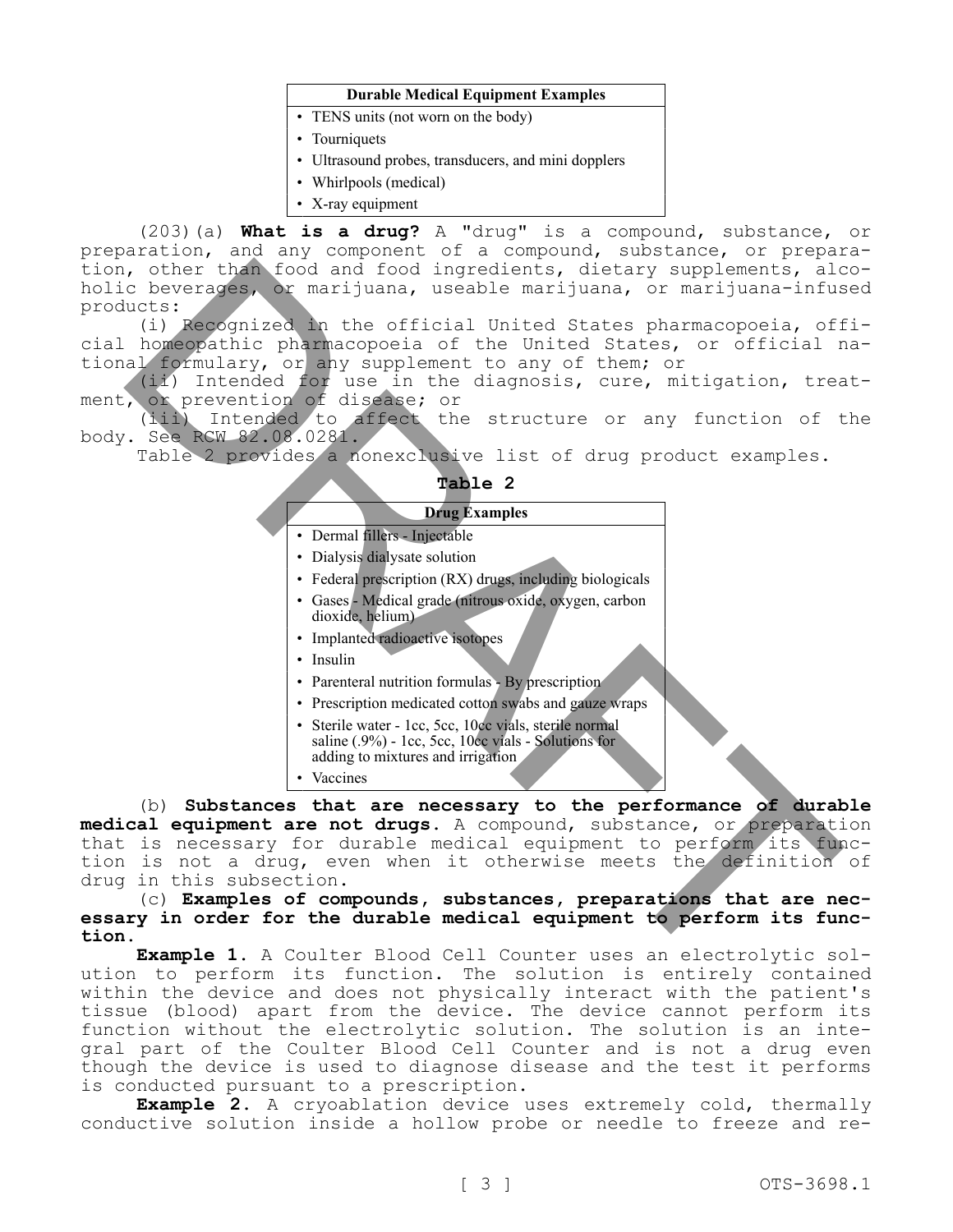| Durable Medical Equipment Examples |
| --- |
| • TENS units (not worn on the body) |
| • Tourniquets |
| • Ultrasound probes, transducers, and mini dopplers |
| • Whirlpools (medical) |
| • X-ray equipment |

(203)(a) **What is a drug?** A "drug" is a compound, substance, or preparation, and any component of a compound, substance, or preparation, other than food and food ingredients, dietary supplements, alcoholic beverages, or marijuana, useable marijuana, or marijuana-infused products:

(i) Recognized in the official United States pharmacopoeia, official homeopathic pharmacopoeia of the United States, or official national formulary, or any supplement to any of them; or

(ii) Intended for use in the diagnosis, cure, mitigation, treatment, or prevention of disease; or

(iii) Intended to affect the structure or any function of the body. See RCW 82.08.0281.

Table 2 provides a nonexclusive list of drug product examples.

**Table 2**

| Drug Examples |
| --- |
| • Dermal fillers - Injectable |
| • Dialysis dialysate solution |
| • Federal prescription (RX) drugs, including biologicals |
| • Gases - Medical grade (nitrous oxide, oxygen, carbon dioxide, helium) |
| • Implanted radioactive isotopes |
| • Insulin |
| • Parenteral nutrition formulas - By prescription |
| • Prescription medicated cotton swabs and gauze wraps |
| • Sterile water - 1cc, 5cc, 10cc vials, sterile normal saline (.9%) - 1cc, 5cc, 10cc vials - Solutions for adding to mixtures and irrigation |
| • Vaccines |

(b) **Substances that are necessary to the performance of durable medical equipment are not drugs.** A compound, substance, or preparation that is necessary for durable medical equipment to perform its function is not a drug, even when it otherwise meets the definition of drug in this subsection.

(c) **Examples of compounds, substances, preparations that are necessary in order for the durable medical equipment to perform its function.**

**Example 1.** A Coulter Blood Cell Counter uses an electrolytic solution to perform its function. The solution is entirely contained within the device and does not physically interact with the patient's tissue (blood) apart from the device. The device cannot perform its function without the electrolytic solution. The solution is an integral part of the Coulter Blood Cell Counter and is not a drug even though the device is used to diagnose disease and the test it performs is conducted pursuant to a prescription.

**Example 2.** A cryoablation device uses extremely cold, thermally conductive solution inside a hollow probe or needle to freeze and re-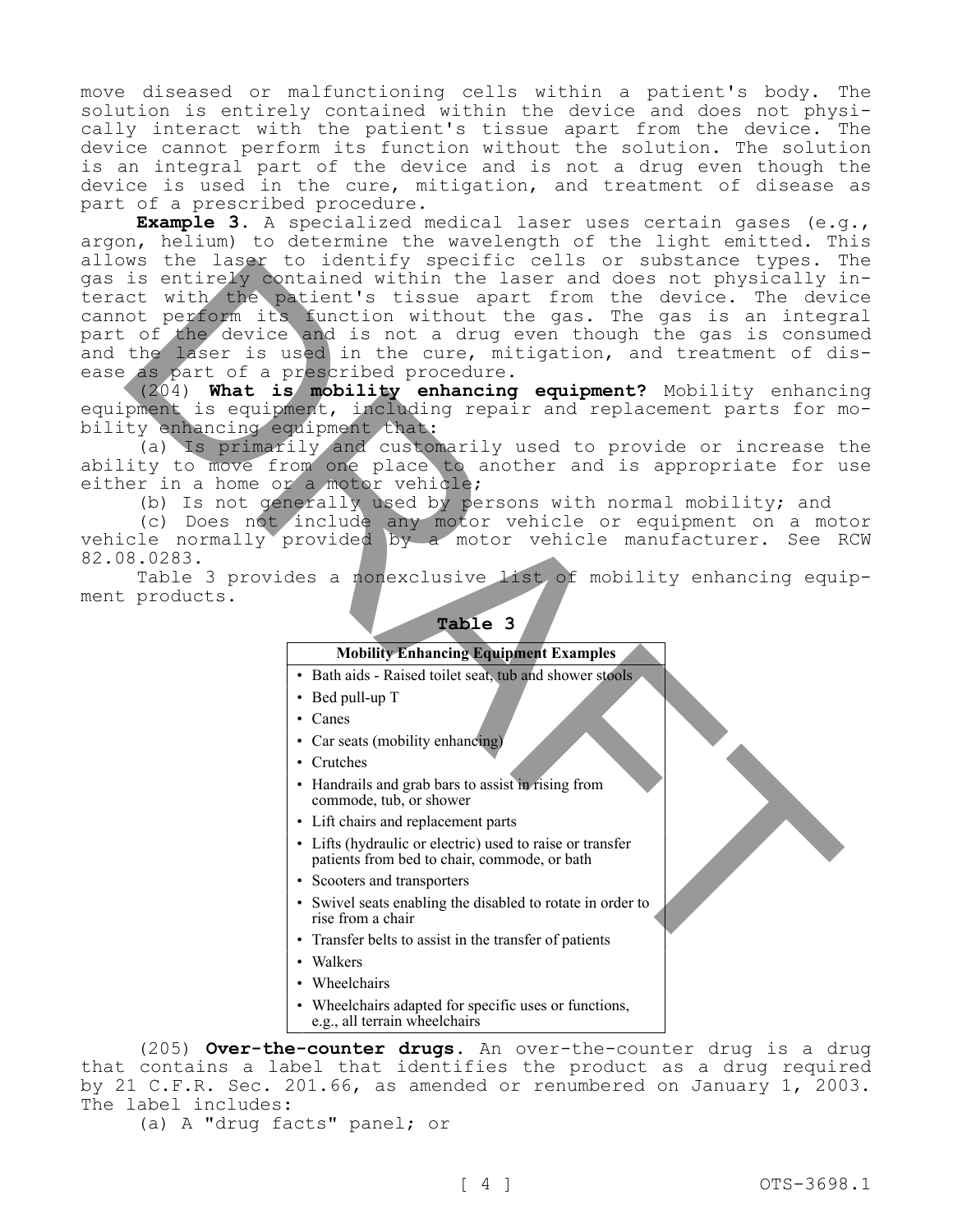move diseased or malfunctioning cells within a patient's body. The solution is entirely contained within the device and does not physically interact with the patient's tissue apart from the device. The device cannot perform its function without the solution. The solution is an integral part of the device and is not a drug even though the device is used in the cure, mitigation, and treatment of disease as part of a prescribed procedure.

**Example 3**. A specialized medical laser uses certain gases (e.g., argon, helium) to determine the wavelength of the light emitted. This allows the laser to identify specific cells or substance types. The gas is entirely contained within the laser and does not physically interact with the patient's tissue apart from the device. The device cannot perform its function without the gas. The gas is an integral part of the device and is not a drug even though the gas is consumed and the laser is used in the cure, mitigation, and treatment of disease as part of a prescribed procedure.

(204) **What is mobility enhancing equipment?** Mobility enhancing equipment is equipment, including repair and replacement parts for mobility enhancing equipment that:

(a) Is primarily and customarily used to provide or increase the ability to move from one place to another and is appropriate for use either in a home or a motor vehicle;

(b) Is not generally used by persons with normal mobility; and

(c) Does not include any motor vehicle or equipment on a motor vehicle normally provided by a motor vehicle manufacturer. See RCW 82.08.0283.

Table 3 provides a nonexclusive list of mobility enhancing equipment products.

**Table 3**

| Mobility Enhancing Equipment Examples |
|---|
| • Bath aids - Raised toilet seat, tub and shower stools |
| • Bed pull-up T |
| • Canes |
| • Car seats (mobility enhancing) |
| • Crutches |
| • Handrails and grab bars to assist in rising from commode, tub, or shower |
| • Lift chairs and replacement parts |
| • Lifts (hydraulic or electric) used to raise or transfer patients from bed to chair, commode, or bath |
| • Scooters and transporters |
| • Swivel seats enabling the disabled to rotate in order to rise from a chair |
| • Transfer belts to assist in the transfer of patients |
| • Walkers |
| • Wheelchairs |
| • Wheelchairs adapted for specific uses or functions, e.g., all terrain wheelchairs |

(205) **Over-the-counter drugs.** An over-the-counter drug is a drug that contains a label that identifies the product as a drug required by 21 C.F.R. Sec. 201.66, as amended or renumbered on January 1, 2003. The label includes:

(a) A "drug facts" panel; or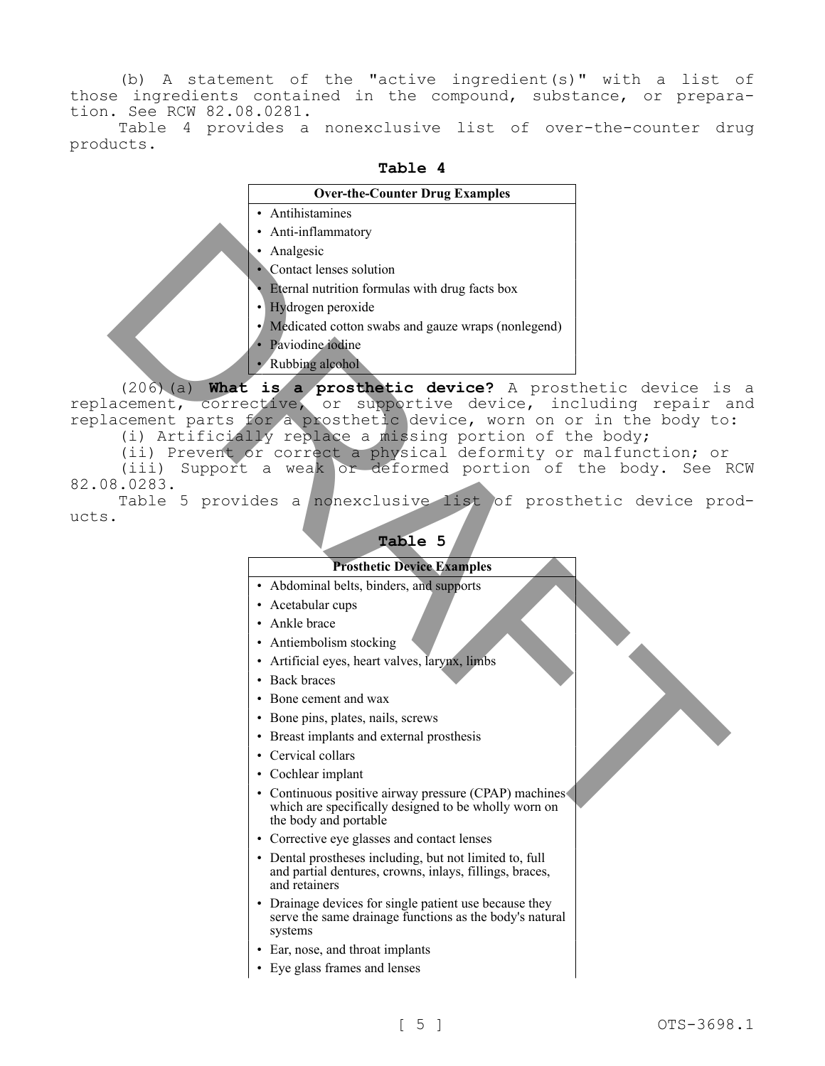(b) A statement of the "active ingredient(s)" with a list of those ingredients contained in the compound, substance, or preparation. See RCW 82.08.0281.

Table 4 provides a nonexclusive list of over-the-counter drug products.

**Table 4**

| Over-the-Counter Drug Examples |
|---|
| • Antihistamines |
| • Anti-inflammatory |
| • Analgesic |
| • Contact lenses solution |
| • Eternal nutrition formulas with drug facts box |
| • Hydrogen peroxide |
| • Medicated cotton swabs and gauze wraps (nonlegend) |
| • Paviodine iodine |
| • Rubbing alcohol |

(206)(a) **What is a prosthetic device?** A prosthetic device is a replacement, corrective, or supportive device, including repair and replacement parts for a prosthetic device, worn on or in the body to:

(i) Artificially replace a missing portion of the body;

(ii) Prevent or correct a physical deformity or malfunction; or

(iii) Support a weak or deformed portion of the body. See RCW 82.08.0283.

Table 5 provides a nonexclusive list of prosthetic device products.

**Table 5**

| Prosthetic Device Examples |
|---|
| • Abdominal belts, binders, and supports |
| • Acetabular cups |
| • Ankle brace |
| • Antiembolism stocking |
| • Artificial eyes, heart valves, larynx, limbs |
| • Back braces |
| • Bone cement and wax |
| • Bone pins, plates, nails, screws |
| • Breast implants and external prosthesis |
| • Cervical collars |
| • Cochlear implant |
| • Continuous positive airway pressure (CPAP) machines which are specifically designed to be wholly worn on the body and portable |
| • Corrective eye glasses and contact lenses |
| • Dental prostheses including, but not limited to, full and partial dentures, crowns, inlays, fillings, braces, and retainers |
| • Drainage devices for single patient use because they serve the same drainage functions as the body's natural systems |
| • Ear, nose, and throat implants |
| • Eye glass frames and lenses |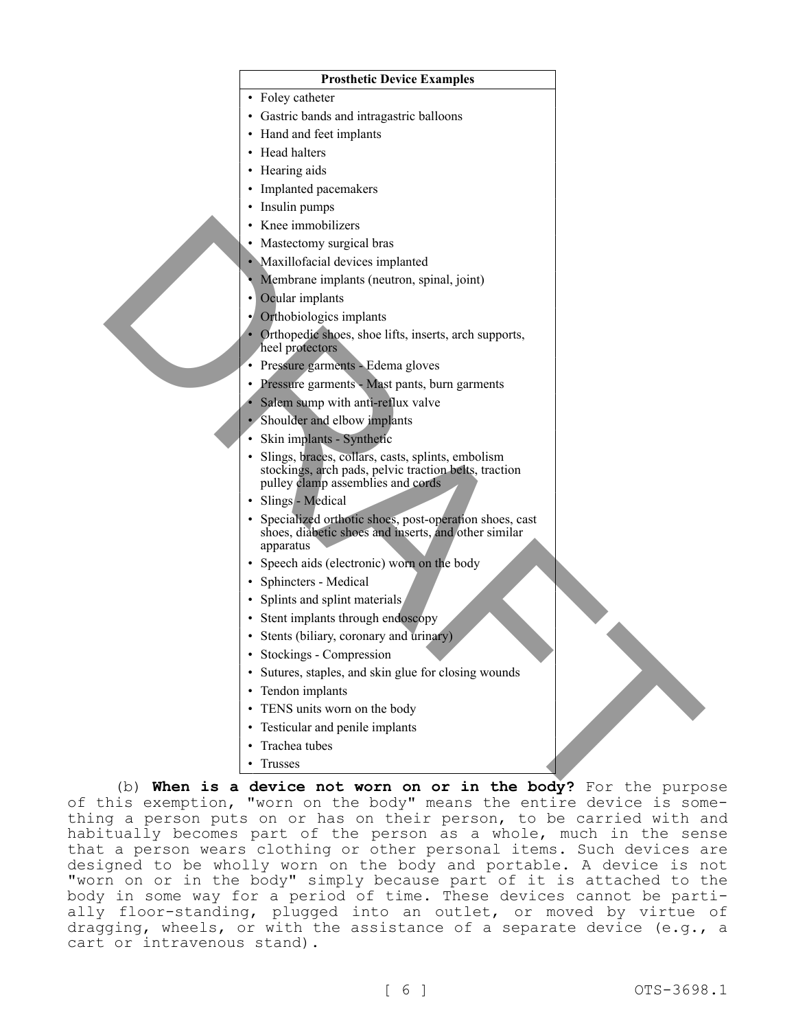| Prosthetic Device Examples |
| --- |
| • Foley catheter |
| • Gastric bands and intragastric balloons |
| • Hand and feet implants |
| • Head halters |
| • Hearing aids |
| • Implanted pacemakers |
| • Insulin pumps |
| • Knee immobilizers |
| • Mastectomy surgical bras |
| • Maxillofacial devices implanted |
| • Membrane implants (neutron, spinal, joint) |
| • Ocular implants |
| • Orthobiologics implants |
| • Orthopedic shoes, shoe lifts, inserts, arch supports, heel protectors |
| • Pressure garments - Edema gloves |
| • Pressure garments - Mast pants, burn garments |
| • Salem sump with anti-reflux valve |
| • Shoulder and elbow implants |
| • Skin implants - Synthetic |
| • Slings, braces, collars, casts, splints, embolism stockings, arch pads, pelvic traction belts, traction pulley clamp assemblies and cords |
| • Slings - Medical |
| • Specialized orthotic shoes, post-operation shoes, cast shoes, diabetic shoes and inserts, and other similar apparatus |
| • Speech aids (electronic) worn on the body |
| • Sphincters - Medical |
| • Splints and splint materials |
| • Stent implants through endoscopy |
| • Stents (biliary, coronary and urinary) |
| • Stockings - Compression |
| • Sutures, staples, and skin glue for closing wounds |
| • Tendon implants |
| • TENS units worn on the body |
| • Testicular and penile implants |
| • Trachea tubes |
| • Trusses |

(b) **When is a device not worn on or in the body?** For the purpose of this exemption, "worn on the body" means the entire device is something a person puts on or has on their person, to be carried with and habitually becomes part of the person as a whole, much in the sense that a person wears clothing or other personal items. Such devices are designed to be wholly worn on the body and portable. A device is not "worn on or in the body" simply because part of it is attached to the body in some way for a period of time. These devices cannot be partially floor-standing, plugged into an outlet, or moved by virtue of dragging, wheels, or with the assistance of a separate device (e.g., a cart or intravenous stand).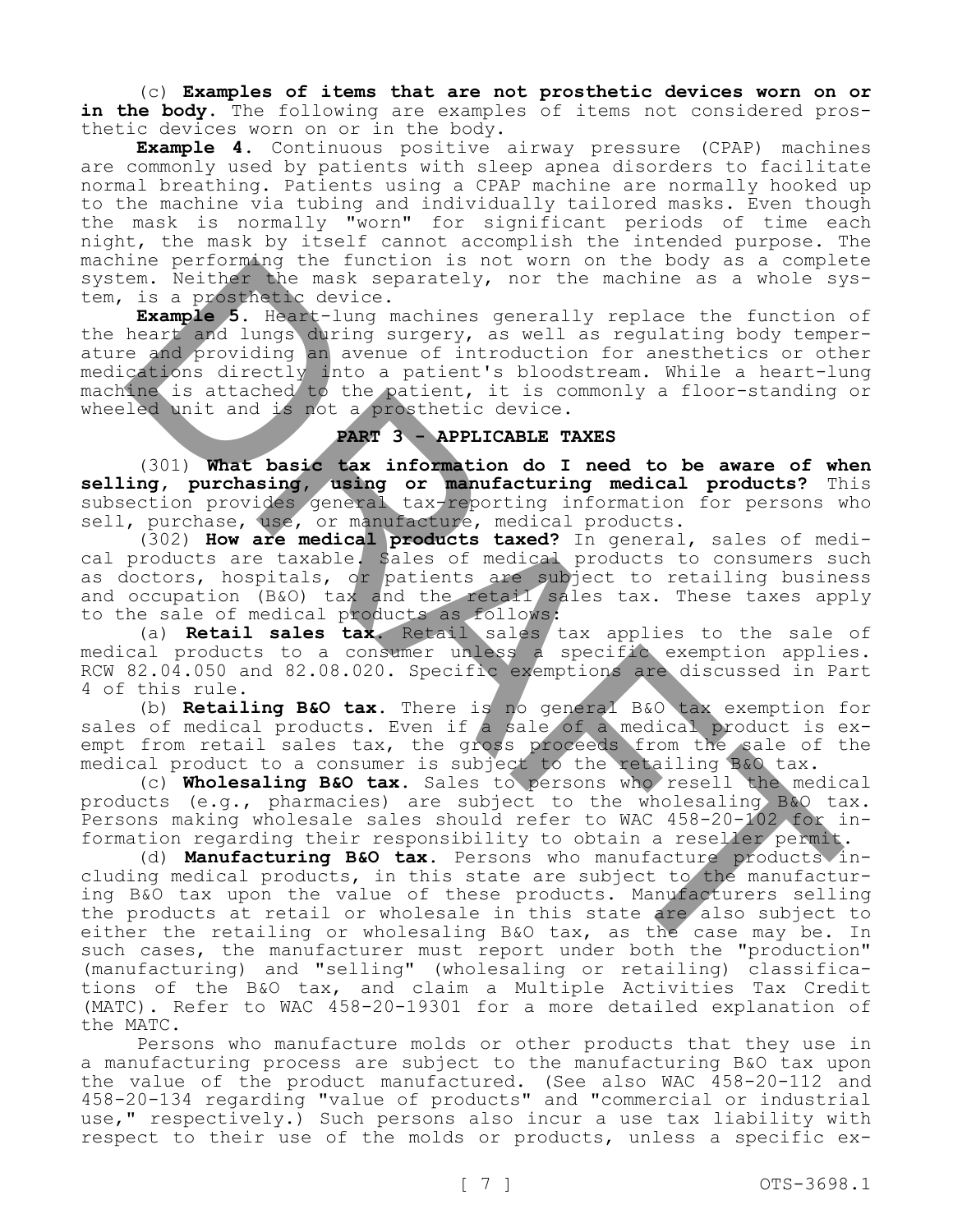(c) **Examples of items that are not prosthetic devices worn on or in the body.** The following are examples of items not considered prosthetic devices worn on or in the body.

**Example 4.** Continuous positive airway pressure (CPAP) machines are commonly used by patients with sleep apnea disorders to facilitate normal breathing. Patients using a CPAP machine are normally hooked up to the machine via tubing and individually tailored masks. Even though the mask is normally "worn" for significant periods of time each night, the mask by itself cannot accomplish the intended purpose. The machine performing the function is not worn on the body as a complete system. Neither the mask separately, nor the machine as a whole system, is a prosthetic device.

**Example 5.** Heart-lung machines generally replace the function of the heart and lungs during surgery, as well as regulating body temperature and providing an avenue of introduction for anesthetics or other medications directly into a patient's bloodstream. While a heart-lung machine is attached to the patient, it is commonly a floor-standing or wheeled unit and is not a prosthetic device.

## PART 3 - APPLICABLE TAXES

(301) **What basic tax information do I need to be aware of when selling, purchasing, using or manufacturing medical products?** This subsection provides general tax-reporting information for persons who sell, purchase, use, or manufacture, medical products.

(302) **How are medical products taxed?** In general, sales of medical products are taxable. Sales of medical products to consumers such as doctors, hospitals, or patients are subject to retailing business and occupation (B&O) tax and the retail sales tax. These taxes apply to the sale of medical products as follows:

(a) **Retail sales tax.** Retail sales tax applies to the sale of medical products to a consumer unless a specific exemption applies. RCW 82.04.050 and 82.08.020. Specific exemptions are discussed in Part 4 of this rule.

(b) **Retailing B&O tax.** There is no general B&O tax exemption for sales of medical products. Even if a sale of a medical product is exempt from retail sales tax, the gross proceeds from the sale of the medical product to a consumer is subject to the retailing B&O tax.

(c) **Wholesaling B&O tax.** Sales to persons who resell the medical products (e.g., pharmacies) are subject to the wholesaling B&O tax. Persons making wholesale sales should refer to WAC 458-20-102 for information regarding their responsibility to obtain a reseller permit.

(d) **Manufacturing B&O tax.** Persons who manufacture products including medical products, in this state are subject to the manufacturing B&O tax upon the value of these products. Manufacturers selling the products at retail or wholesale in this state are also subject to either the retailing or wholesaling B&O tax, as the case may be. In such cases, the manufacturer must report under both the "production" (manufacturing) and "selling" (wholesaling or retailing) classifications of the B&O tax, and claim a Multiple Activities Tax Credit (MATC). Refer to WAC 458-20-19301 for a more detailed explanation of the MATC.

Persons who manufacture molds or other products that they use in a manufacturing process are subject to the manufacturing B&O tax upon the value of the product manufactured. (See also WAC 458-20-112 and 458-20-134 regarding "value of products" and "commercial or industrial use," respectively.) Such persons also incur a use tax liability with respect to their use of the molds or products, unless a specific ex-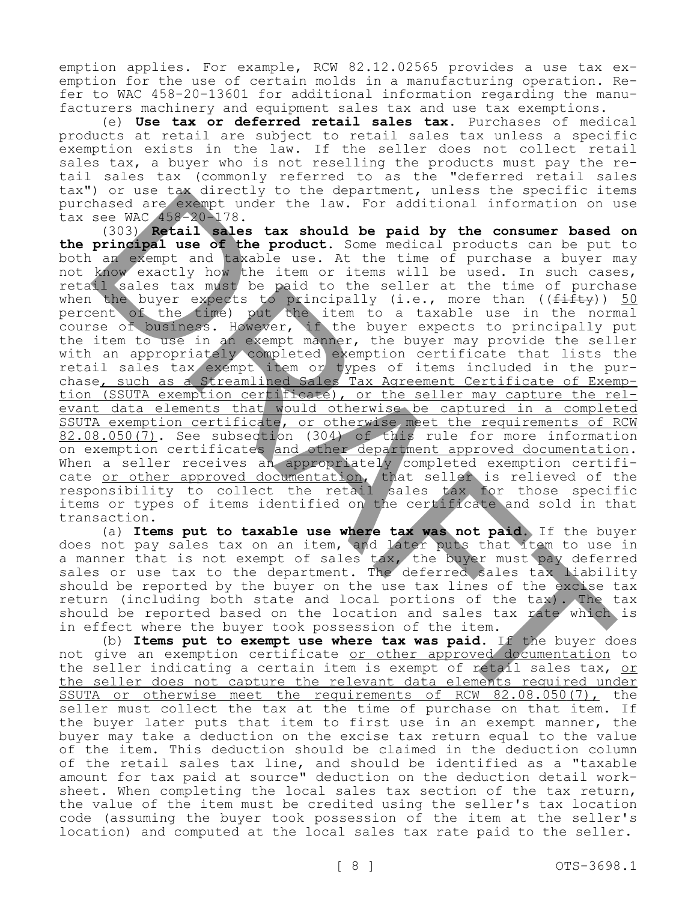emption applies. For example, RCW 82.12.02565 provides a use tax exemption for the use of certain molds in a manufacturing operation. Refer to WAC 458-20-13601 for additional information regarding the manufacturers machinery and equipment sales tax and use tax exemptions.

(e) **Use tax or deferred retail sales tax.** Purchases of medical products at retail are subject to retail sales tax unless a specific exemption exists in the law. If the seller does not collect retail sales tax, a buyer who is not reselling the products must pay the retail sales tax (commonly referred to as the "deferred retail sales tax") or use tax directly to the department, unless the specific items purchased are exempt under the law. For additional information on use tax see WAC 458-20-178.

(303) **Retail sales tax should be paid by the consumer based on the principal use of the product.** Some medical products can be put to both an exempt and taxable use. At the time of purchase a buyer may not know exactly how the item or items will be used. In such cases, retail sales tax must be paid to the seller at the time of purchase when the buyer expects to principally (i.e., more than ((~~fifty~~)) <u>50</u> percent of the time) put the item to a taxable use in the normal course of business. However, if the buyer expects to principally put the item to use in an exempt manner, the buyer may provide the seller with an appropriately completed exemption certificate that lists the retail sales tax exempt item or types of items included in the purchase<u>, such as a Streamlined Sales Tax Agreement Certificate of Exemption (SSUTA exemption certificate), or the seller may capture the relevant data elements that would otherwise be captured in a completed SSUTA exemption certificate, or otherwise meet the requirements of RCW 82.08.050(7)</u>. See subsection (304) of this rule for more information on exemption certificates <u>and other department approved documentation</u>. When a seller receives an appropriately completed exemption certificate <u>or other approved documentation</u>, that seller is relieved of the responsibility to collect the retail sales tax for those specific items or types of items identified on the certificate and sold in that transaction.

(a) **Items put to taxable use where tax was not paid.** If the buyer does not pay sales tax on an item, and later puts that item to use in a manner that is not exempt of sales tax, the buyer must pay deferred sales or use tax to the department. The deferred sales tax liability should be reported by the buyer on the use tax lines of the excise tax return (including both state and local portions of the tax). The tax should be reported based on the location and sales tax rate which is in effect where the buyer took possession of the item.

(b) **Items put to exempt use where tax was paid.** If the buyer does not give an exemption certificate <u>or other approved documentation</u> to the seller indicating a certain item is exempt of retail sales tax, <u>or the seller does not capture the relevant data elements required under SSUTA or otherwise meet the requirements of RCW 82.08.050(7),</u> the seller must collect the tax at the time of purchase on that item. If the buyer later puts that item to first use in an exempt manner, the buyer may take a deduction on the excise tax return equal to the value of the item. This deduction should be claimed in the deduction column of the retail sales tax line, and should be identified as a "taxable amount for tax paid at source" deduction on the deduction detail worksheet. When completing the local sales tax section of the tax return, the value of the item must be credited using the seller's tax location code (assuming the buyer took possession of the item at the seller's location) and computed at the local sales tax rate paid to the seller.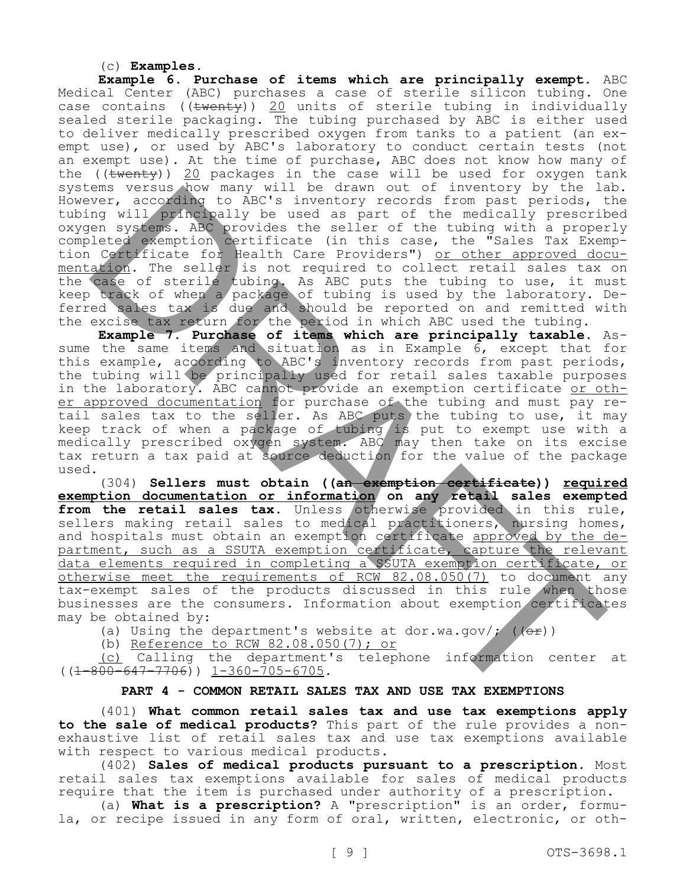(c) **Examples.**

**Example 6. Purchase of items which are principally exempt.** ABC Medical Center (ABC) purchases a case of sterile silicon tubing. One case contains ((~~twenty~~)) <u>20</u> units of sterile tubing in individually sealed sterile packaging. The tubing purchased by ABC is either used to deliver medically prescribed oxygen from tanks to a patient (an exempt use), or used by ABC's laboratory to conduct certain tests (not an exempt use). At the time of purchase, ABC does not know how many of the ((~~twenty~~)) <u>20</u> packages in the case will be used for oxygen tank systems versus how many will be drawn out of inventory by the lab. However, according to ABC's inventory records from past periods, the tubing will principally be used as part of the medically prescribed oxygen systems. ABC provides the seller of the tubing with a properly completed exemption certificate (in this case, the "Sales Tax Exemption Certificate for Health Care Providers") <u>or other approved documentation</u>. The seller is not required to collect retail sales tax on the case of sterile tubing. As ABC puts the tubing to use, it must keep track of when a package of tubing is used by the laboratory. Deferred sales tax is due and should be reported on and remitted with the excise tax return for the period in which ABC used the tubing.

**Example 7. Purchase of items which are principally taxable.** Assume the same items and situation as in Example 6, except that for this example, according to ABC's inventory records from past periods, the tubing will be principally used for retail sales taxable purposes in the laboratory. ABC cannot provide an exemption certificate <u>or other approved documentation</u> for purchase of the tubing and must pay retail sales tax to the seller. As ABC puts the tubing to use, it may keep track of when a package of tubing is put to exempt use with a medically prescribed oxygen system. ABC may then take on its excise tax return a tax paid at source deduction for the value of the package used.

(304) **Sellers must obtain ((~~an exemption certificate~~)) <u>required exemption documentation or information</u> on any retail sales exempted from the retail sales tax.** Unless otherwise provided in this rule, sellers making retail sales to medical practitioners, nursing homes, and hospitals must obtain an exemption certificate <u>approved by the department, such as a SSUTA exemption certificate, capture the relevant data elements required in completing a SSUTA exemption certificate, or otherwise meet the requirements of RCW 82.08.050(7)</u> to document any tax-exempt sales of the products discussed in this rule when those businesses are the consumers. Information about exemption certificates may be obtained by:

(a) Using the department's website at dor.wa.gov/; ((~~or~~))

(b) <u>Reference to RCW 82.08.050(7); or</u>

<u>(c)</u> Calling the department's telephone information center at ((~~1-800-647-7706~~)) <u>1-360-705-6705</u>.

## PART 4 - COMMON RETAIL SALES TAX AND USE TAX EXEMPTIONS

(401) **What common retail sales tax and use tax exemptions apply to the sale of medical products?** This part of the rule provides a nonexhaustive list of retail sales tax and use tax exemptions available with respect to various medical products.

(402) **Sales of medical products pursuant to a prescription.** Most retail sales tax exemptions available for sales of medical products require that the item is purchased under authority of a prescription.

(a) **What is a prescription?** A "prescription" is an order, formula, or recipe issued in any form of oral, written, electronic, or oth-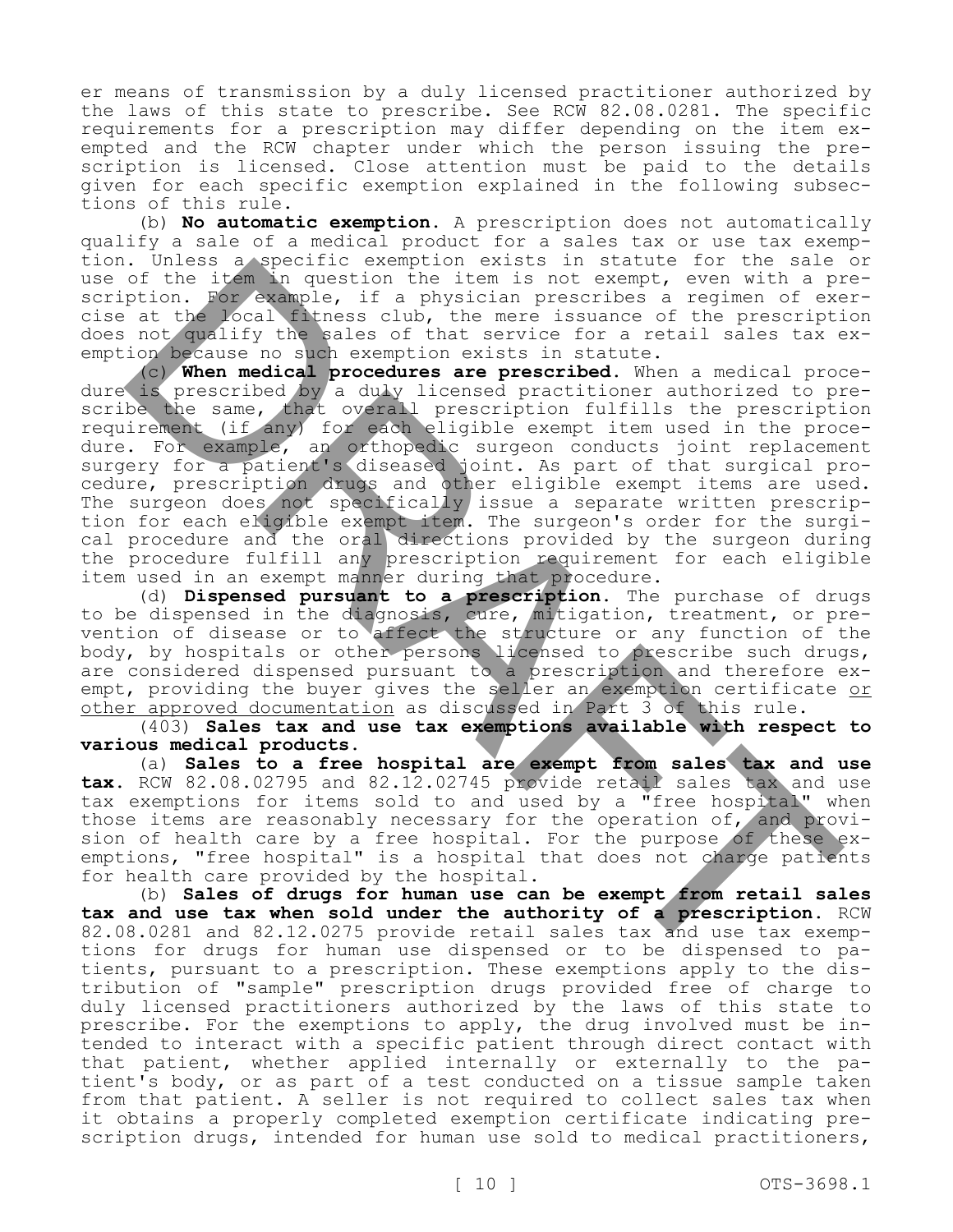er means of transmission by a duly licensed practitioner authorized by the laws of this state to prescribe. See RCW 82.08.0281. The specific requirements for a prescription may differ depending on the item exempted and the RCW chapter under which the person issuing the prescription is licensed. Close attention must be paid to the details given for each specific exemption explained in the following subsections of this rule.

(b) **No automatic exemption.** A prescription does not automatically qualify a sale of a medical product for a sales tax or use tax exemption. Unless a specific exemption exists in statute for the sale or use of the item in question the item is not exempt, even with a prescription. For example, if a physician prescribes a regimen of exercise at the local fitness club, the mere issuance of the prescription does not qualify the sales of that service for a retail sales tax exemption because no such exemption exists in statute.

(c) **When medical procedures are prescribed.** When a medical procedure is prescribed by a duly licensed practitioner authorized to prescribe the same, that overall prescription fulfills the prescription requirement (if any) for each eligible exempt item used in the procedure. For example, an orthopedic surgeon conducts joint replacement surgery for a patient's diseased joint. As part of that surgical procedure, prescription drugs and other eligible exempt items are used. The surgeon does not specifically issue a separate written prescription for each eligible exempt item. The surgeon's order for the surgical procedure and the oral directions provided by the surgeon during the procedure fulfill any prescription requirement for each eligible item used in an exempt manner during that procedure.

(d) **Dispensed pursuant to a prescription.** The purchase of drugs to be dispensed in the diagnosis, cure, mitigation, treatment, or prevention of disease or to affect the structure or any function of the body, by hospitals or other persons licensed to prescribe such drugs, are considered dispensed pursuant to a prescription and therefore exempt, providing the buyer gives the seller an exemption certificate <u>or other approved documentation</u> as discussed in Part 3 of this rule.

(403) **Sales tax and use tax exemptions available with respect to various medical products.**

(a) **Sales to a free hospital are exempt from sales tax and use tax.** RCW 82.08.02795 and 82.12.02745 provide retail sales tax and use tax exemptions for items sold to and used by a "free hospital" when those items are reasonably necessary for the operation of, and provision of health care by a free hospital. For the purpose of these exemptions, "free hospital" is a hospital that does not charge patients for health care provided by the hospital.

(b) **Sales of drugs for human use can be exempt from retail sales tax and use tax when sold under the authority of a prescription.** RCW 82.08.0281 and 82.12.0275 provide retail sales tax and use tax exemptions for drugs for human use dispensed or to be dispensed to patients, pursuant to a prescription. These exemptions apply to the distribution of "sample" prescription drugs provided free of charge to duly licensed practitioners authorized by the laws of this state to prescribe. For the exemptions to apply, the drug involved must be intended to interact with a specific patient through direct contact with that patient, whether applied internally or externally to the patient's body, or as part of a test conducted on a tissue sample taken from that patient. A seller is not required to collect sales tax when it obtains a properly completed exemption certificate indicating prescription drugs, intended for human use sold to medical practitioners,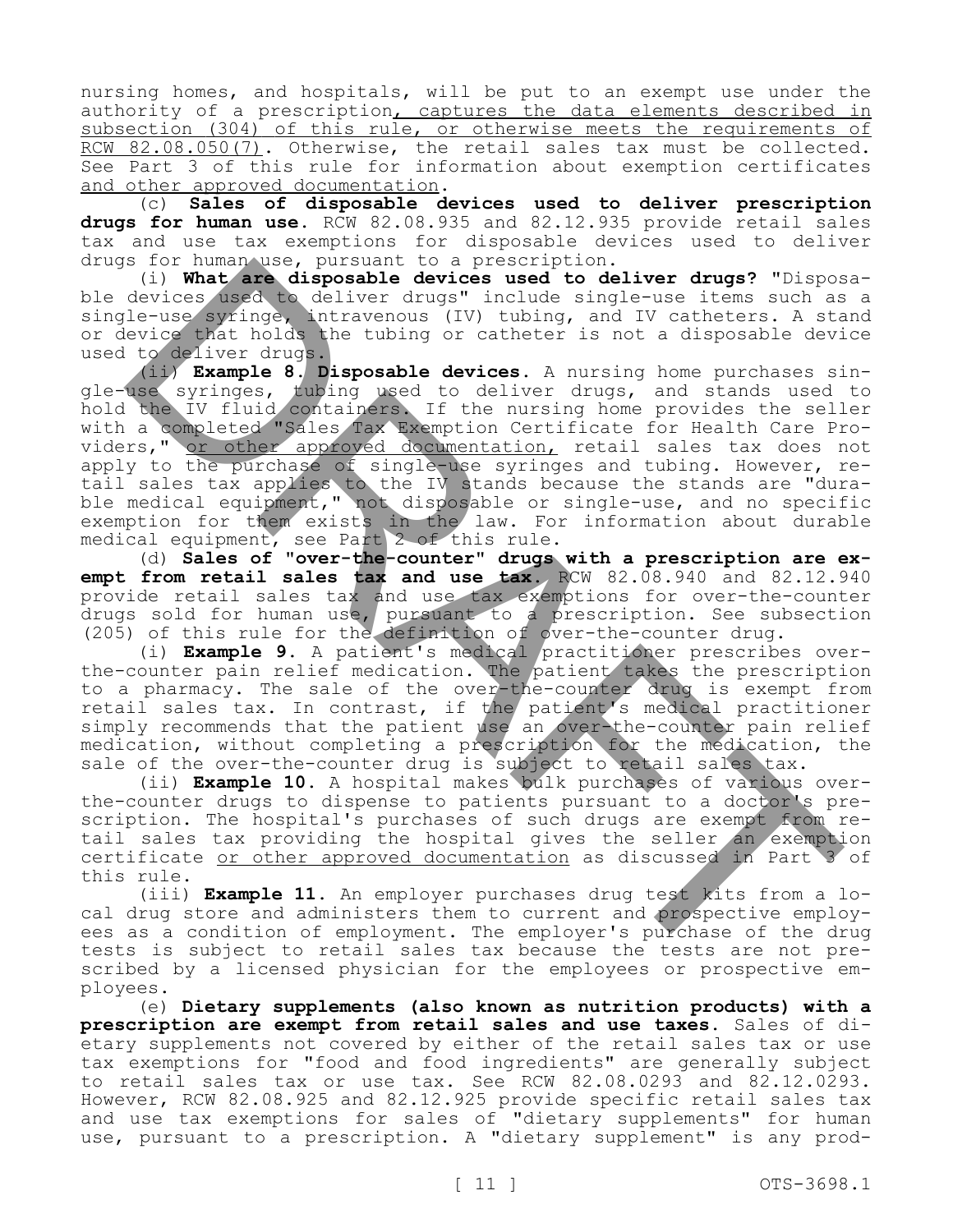nursing homes, and hospitals, will be put to an exempt use under the authority of a prescription, captures the data elements described in subsection (304) of this rule, or otherwise meets the requirements of RCW 82.08.050(7). Otherwise, the retail sales tax must be collected. See Part 3 of this rule for information about exemption certificates and other approved documentation.

(c) **Sales of disposable devices used to deliver prescription drugs for human use.** RCW 82.08.935 and 82.12.935 provide retail sales tax and use tax exemptions for disposable devices used to deliver drugs for human use, pursuant to a prescription.

(i) **What are disposable devices used to deliver drugs?** "Disposable devices used to deliver drugs" include single-use items such as a single-use syringe, intravenous (IV) tubing, and IV catheters. A stand or device that holds the tubing or catheter is not a disposable device used to deliver drugs.

(ii) **Example 8. Disposable devices.** A nursing home purchases single-use syringes, tubing used to deliver drugs, and stands used to hold the IV fluid containers. If the nursing home provides the seller with a completed "Sales Tax Exemption Certificate for Health Care Providers," or other approved documentation, retail sales tax does not apply to the purchase of single-use syringes and tubing. However, retail sales tax applies to the IV stands because the stands are "durable medical equipment," not disposable or single-use, and no specific exemption for them exists in the law. For information about durable medical equipment, see Part 2 of this rule.

(d) **Sales of "over-the-counter" drugs with a prescription are exempt from retail sales tax and use tax.** RCW 82.08.940 and 82.12.940 provide retail sales tax and use tax exemptions for over-the-counter drugs sold for human use, pursuant to a prescription. See subsection (205) of this rule for the definition of over-the-counter drug.

(i) **Example 9.** A patient's medical practitioner prescribes over-the-counter pain relief medication. The patient takes the prescription to a pharmacy. The sale of the over-the-counter drug is exempt from retail sales tax. In contrast, if the patient's medical practitioner simply recommends that the patient use an over-the-counter pain relief medication, without completing a prescription for the medication, the sale of the over-the-counter drug is subject to retail sales tax.

(ii) **Example 10.** A hospital makes bulk purchases of various over-the-counter drugs to dispense to patients pursuant to a doctor's prescription. The hospital's purchases of such drugs are exempt from retail sales tax providing the hospital gives the seller an exemption certificate or other approved documentation as discussed in Part 3 of this rule.

(iii) **Example 11.** An employer purchases drug test kits from a local drug store and administers them to current and prospective employees as a condition of employment. The employer's purchase of the drug tests is subject to retail sales tax because the tests are not prescribed by a licensed physician for the employees or prospective employees.

(e) **Dietary supplements (also known as nutrition products) with a prescription are exempt from retail sales and use taxes.** Sales of dietary supplements not covered by either of the retail sales tax or use tax exemptions for "food and food ingredients" are generally subject to retail sales tax or use tax. See RCW 82.08.0293 and 82.12.0293. However, RCW 82.08.925 and 82.12.925 provide specific retail sales tax and use tax exemptions for sales of "dietary supplements" for human use, pursuant to a prescription. A "dietary supplement" is any prod-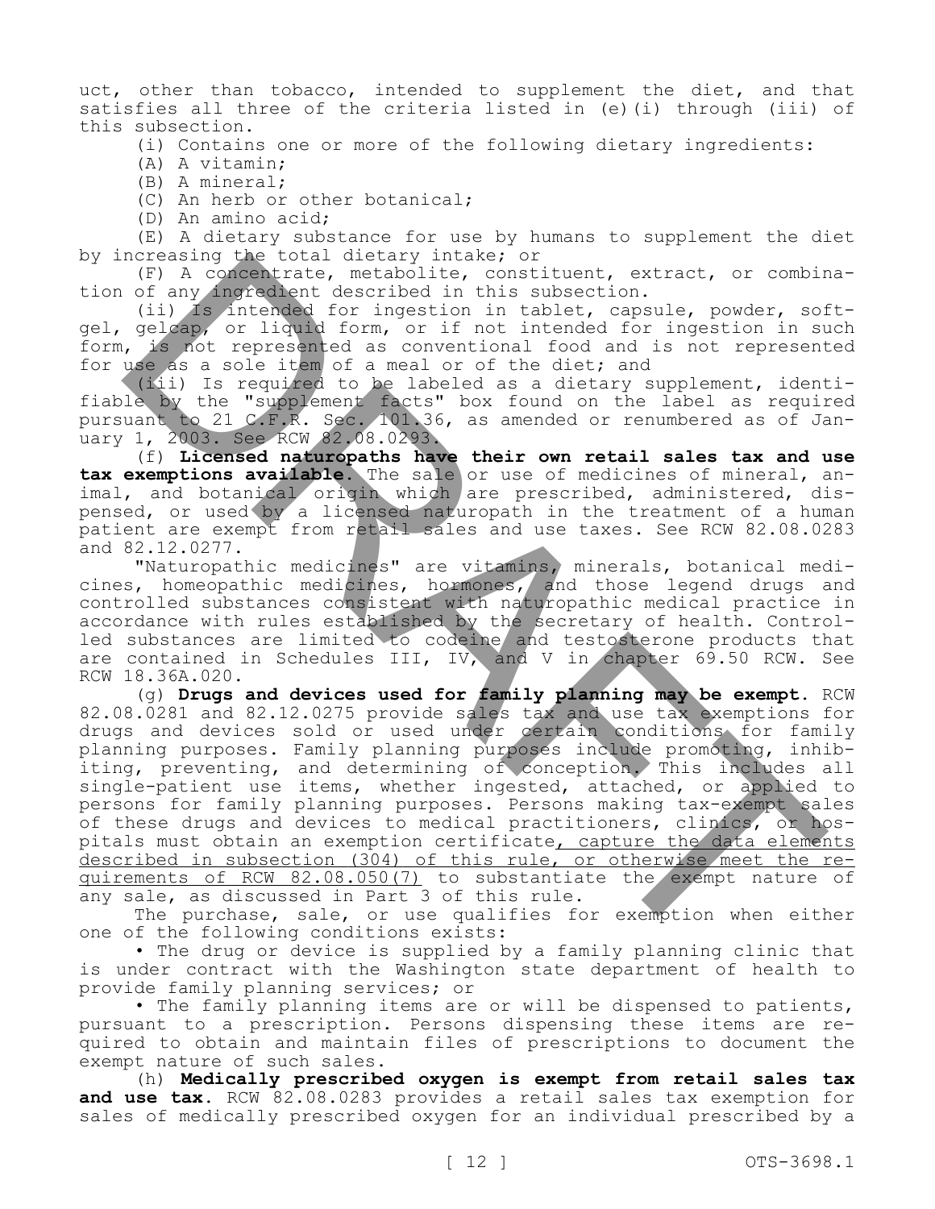uct, other than tobacco, intended to supplement the diet, and that satisfies all three of the criteria listed in (e)(i) through (iii) of this subsection.

(i) Contains one or more of the following dietary ingredients:

(A) A vitamin;

(B) A mineral;

(C) An herb or other botanical;

(D) An amino acid;

(E) A dietary substance for use by humans to supplement the diet by increasing the total dietary intake; or

(F) A concentrate, metabolite, constituent, extract, or combination of any ingredient described in this subsection.

(ii) Is intended for ingestion in tablet, capsule, powder, softgel, gelcap, or liquid form, or if not intended for ingestion in such form, is not represented as conventional food and is not represented for use as a sole item of a meal or of the diet; and

(iii) Is required to be labeled as a dietary supplement, identifiable by the "supplement facts" box found on the label as required pursuant to 21 C.F.R. Sec. 101.36, as amended or renumbered as of January 1, 2003. See RCW 82.08.0293.

(f) **Licensed naturopaths have their own retail sales tax and use tax exemptions available.** The sale or use of medicines of mineral, animal, and botanical origin which are prescribed, administered, dispensed, or used by a licensed naturopath in the treatment of a human patient are exempt from retail sales and use taxes. See RCW 82.08.0283 and 82.12.0277.

"Naturopathic medicines" are vitamins, minerals, botanical medicines, homeopathic medicines, hormones, and those legend drugs and controlled substances consistent with naturopathic medical practice in accordance with rules established by the secretary of health. Controlled substances are limited to codeine and testosterone products that are contained in Schedules III, IV, and V in chapter 69.50 RCW. See RCW 18.36A.020.

(g) **Drugs and devices used for family planning may be exempt.** RCW 82.08.0281 and 82.12.0275 provide sales tax and use tax exemptions for drugs and devices sold or used under certain conditions for family planning purposes. Family planning purposes include promoting, inhibiting, preventing, and determining of conception. This includes all single-patient use items, whether ingested, attached, or applied to persons for family planning purposes. Persons making tax-exempt sales of these drugs and devices to medical practitioners, clinics, or hospitals must obtain an exemption certificate<u>, capture the data elements described in subsection (304) of this rule, or otherwise meet the requirements of RCW 82.08.050(7)</u> to substantiate the exempt nature of any sale, as discussed in Part 3 of this rule.

The purchase, sale, or use qualifies for exemption when either one of the following conditions exists:

• The drug or device is supplied by a family planning clinic that is under contract with the Washington state department of health to provide family planning services; or

• The family planning items are or will be dispensed to patients, pursuant to a prescription. Persons dispensing these items are required to obtain and maintain files of prescriptions to document the exempt nature of such sales.

(h) **Medically prescribed oxygen is exempt from retail sales tax and use tax.** RCW 82.08.0283 provides a retail sales tax exemption for sales of medically prescribed oxygen for an individual prescribed by a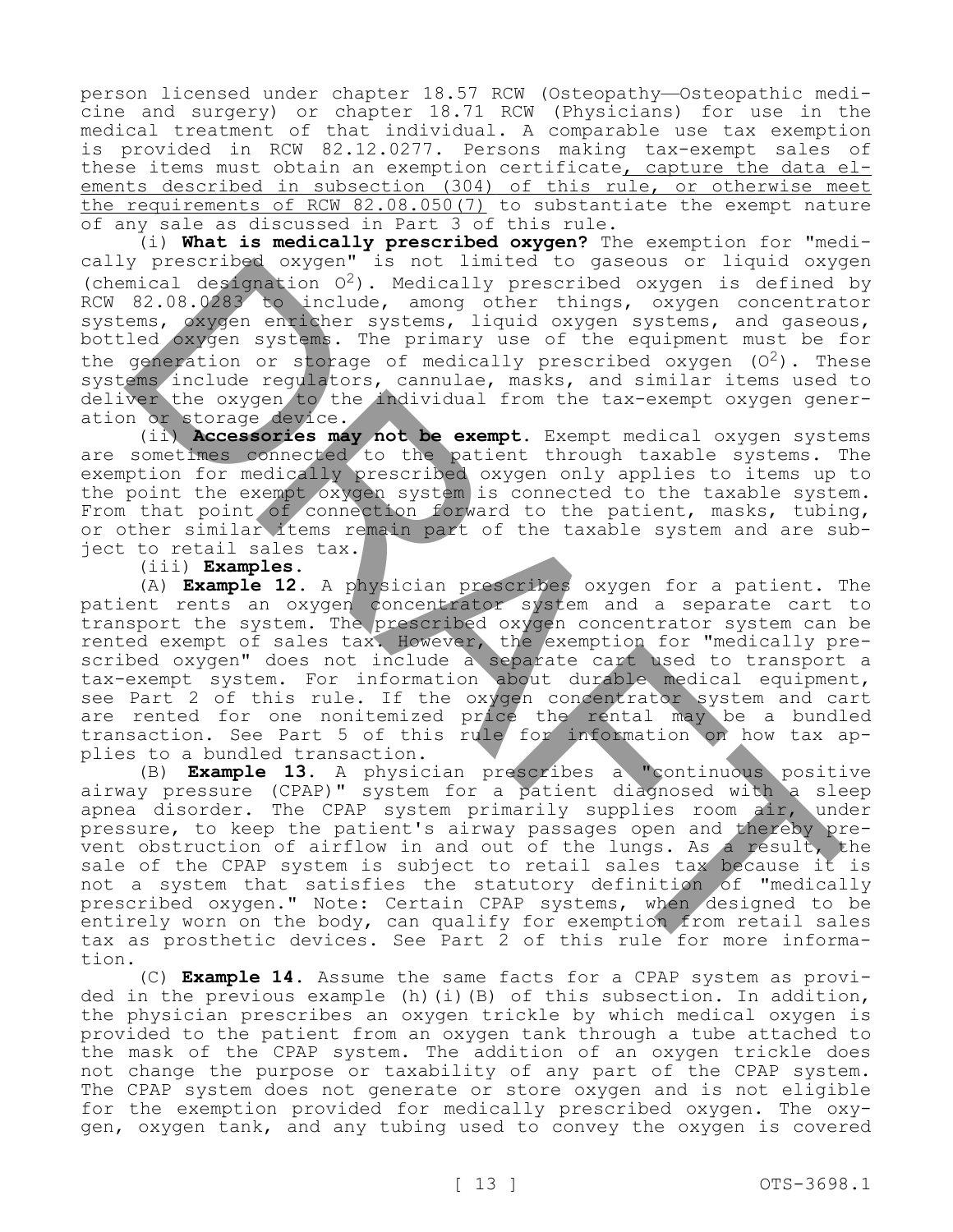person licensed under chapter 18.57 RCW (Osteopathy—Osteopathic medicine and surgery) or chapter 18.71 RCW (Physicians) for use in the medical treatment of that individual. A comparable use tax exemption is provided in RCW 82.12.0277. Persons making tax-exempt sales of these items must obtain an exemption certificate, capture the data elements described in subsection (304) of this rule, or otherwise meet the requirements of RCW 82.08.050(7) to substantiate the exempt nature of any sale as discussed in Part 3 of this rule.

(i) **What is medically prescribed oxygen?** The exemption for "medically prescribed oxygen" is not limited to gaseous or liquid oxygen (chemical designation $O^2$). Medically prescribed oxygen is defined by RCW 82.08.0283 to include, among other things, oxygen concentrator systems, oxygen enricher systems, liquid oxygen systems, and gaseous, bottled oxygen systems. The primary use of the equipment must be for the generation or storage of medically prescribed oxygen ($O^2$). These systems include regulators, cannulae, masks, and similar items used to deliver the oxygen to the individual from the tax-exempt oxygen generation or storage device.

(ii) **Accessories may not be exempt.** Exempt medical oxygen systems are sometimes connected to the patient through taxable systems. The exemption for medically prescribed oxygen only applies to items up to the point the exempt oxygen system is connected to the taxable system. From that point of connection forward to the patient, masks, tubing, or other similar items remain part of the taxable system and are subject to retail sales tax.

(iii) **Examples.**

(A) **Example 12.** A physician prescribes oxygen for a patient. The patient rents an oxygen concentrator system and a separate cart to transport the system. The prescribed oxygen concentrator system can be rented exempt of sales tax. However, the exemption for "medically prescribed oxygen" does not include a separate cart used to transport a tax-exempt system. For information about durable medical equipment, see Part 2 of this rule. If the oxygen concentrator system and cart are rented for one nonitemized price the rental may be a bundled transaction. See Part 5 of this rule for information on how tax applies to a bundled transaction.

(B) **Example 13.** A physician prescribes a "continuous positive airway pressure (CPAP)" system for a patient diagnosed with a sleep apnea disorder. The CPAP system primarily supplies room air, under pressure, to keep the patient's airway passages open and thereby prevent obstruction of airflow in and out of the lungs. As a result, the sale of the CPAP system is subject to retail sales tax because it is not a system that satisfies the statutory definition of "medically prescribed oxygen." Note: Certain CPAP systems, when designed to be entirely worn on the body, can qualify for exemption from retail sales tax as prosthetic devices. See Part 2 of this rule for more information.

(C) **Example 14.** Assume the same facts for a CPAP system as provided in the previous example (h)(i)(B) of this subsection. In addition, the physician prescribes an oxygen trickle by which medical oxygen is provided to the patient from an oxygen tank through a tube attached to the mask of the CPAP system. The addition of an oxygen trickle does not change the purpose or taxability of any part of the CPAP system. The CPAP system does not generate or store oxygen and is not eligible for the exemption provided for medically prescribed oxygen. The oxygen, oxygen tank, and any tubing used to convey the oxygen is covered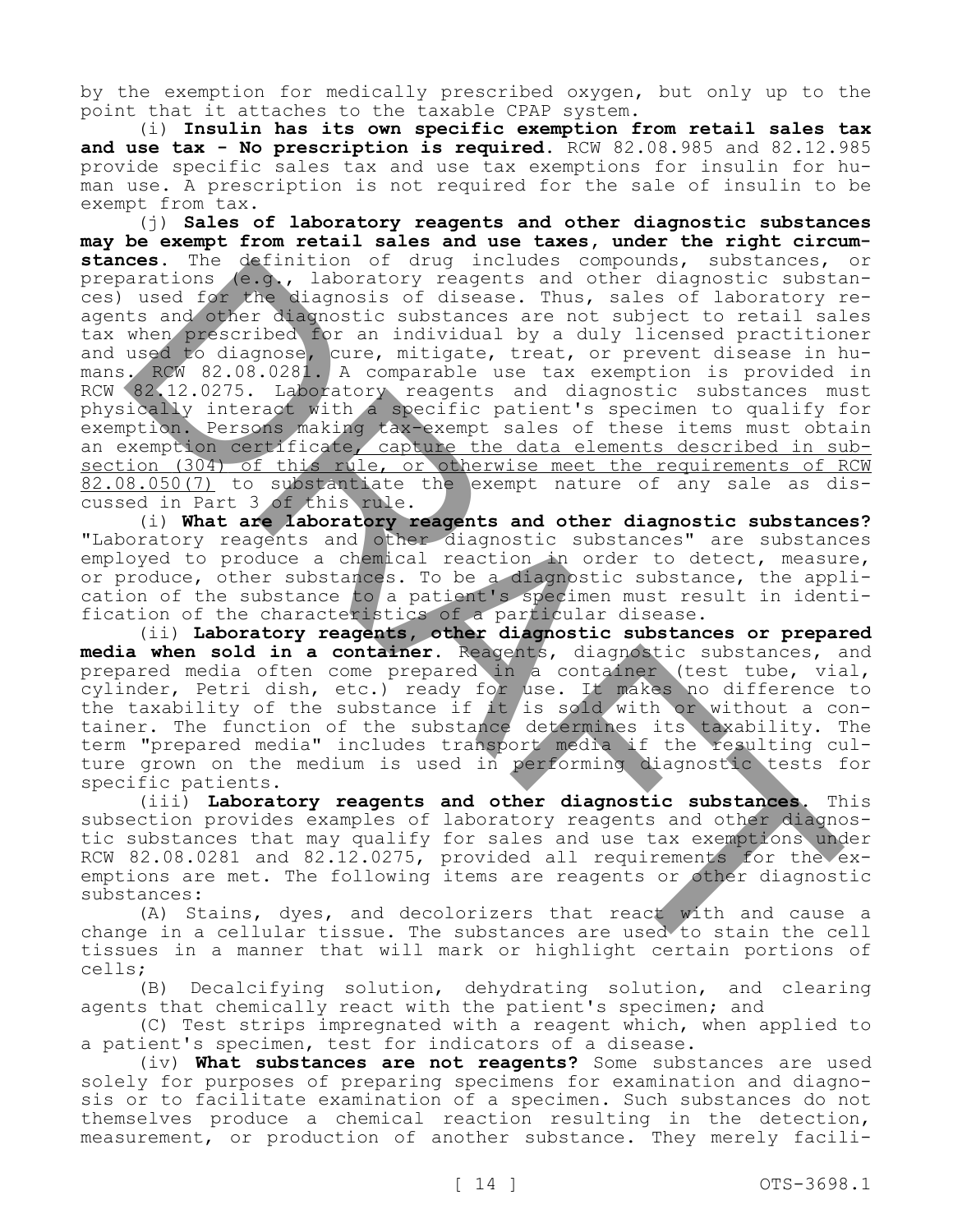by the exemption for medically prescribed oxygen, but only up to the point that it attaches to the taxable CPAP system.

(i) **Insulin has its own specific exemption from retail sales tax and use tax - No prescription is required.** RCW 82.08.985 and 82.12.985 provide specific sales tax and use tax exemptions for insulin for human use. A prescription is not required for the sale of insulin to be exempt from tax.

(j) **Sales of laboratory reagents and other diagnostic substances may be exempt from retail sales and use taxes, under the right circumstances.** The definition of drug includes compounds, substances, or preparations (e.g., laboratory reagents and other diagnostic substances) used for the diagnosis of disease. Thus, sales of laboratory reagents and other diagnostic substances are not subject to retail sales tax when prescribed for an individual by a duly licensed practitioner and used to diagnose, cure, mitigate, treat, or prevent disease in humans. RCW 82.08.0281. A comparable use tax exemption is provided in RCW 82.12.0275. Laboratory reagents and diagnostic substances must physically interact with a specific patient's specimen to qualify for exemption. Persons making tax-exempt sales of these items must obtain an exemption certificate, capture the data elements described in subsection (304) of this rule, or otherwise meet the requirements of RCW 82.08.050(7) to substantiate the exempt nature of any sale as discussed in Part 3 of this rule.

(i) **What are laboratory reagents and other diagnostic substances?** "Laboratory reagents and other diagnostic substances" are substances employed to produce a chemical reaction in order to detect, measure, or produce, other substances. To be a diagnostic substance, the application of the substance to a patient's specimen must result in identification of the characteristics of a particular disease.

(ii) **Laboratory reagents, other diagnostic substances or prepared media when sold in a container.** Reagents, diagnostic substances, and prepared media often come prepared in a container (test tube, vial, cylinder, Petri dish, etc.) ready for use. It makes no difference to the taxability of the substance if it is sold with or without a container. The function of the substance determines its taxability. The term "prepared media" includes transport media if the resulting culture grown on the medium is used in performing diagnostic tests for specific patients.

(iii) **Laboratory reagents and other diagnostic substances.** This subsection provides examples of laboratory reagents and other diagnostic substances that may qualify for sales and use tax exemptions under RCW 82.08.0281 and 82.12.0275, provided all requirements for the exemptions are met. The following items are reagents or other diagnostic substances:

(A) Stains, dyes, and decolorizers that react with and cause a change in a cellular tissue. The substances are used to stain the cell tissues in a manner that will mark or highlight certain portions of cells;

(B) Decalcifying solution, dehydrating solution, and clearing agents that chemically react with the patient's specimen; and

(C) Test strips impregnated with a reagent which, when applied to a patient's specimen, test for indicators of a disease.

(iv) **What substances are not reagents?** Some substances are used solely for purposes of preparing specimens for examination and diagnosis or to facilitate examination of a specimen. Such substances do not themselves produce a chemical reaction resulting in the detection, measurement, or production of another substance. They merely facili-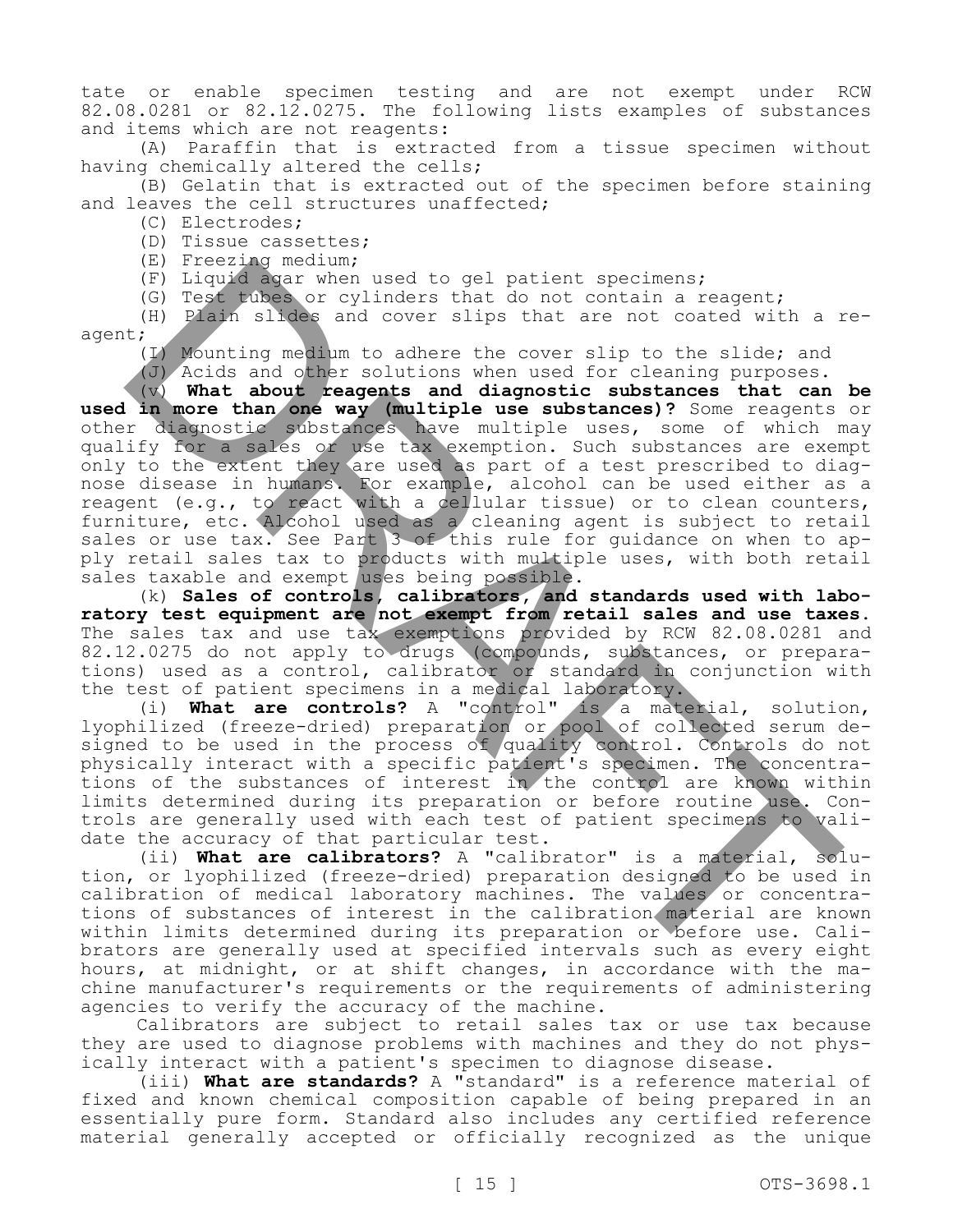tate or enable specimen testing and are not exempt under RCW 82.08.0281 or 82.12.0275. The following lists examples of substances and items which are not reagents:

(A) Paraffin that is extracted from a tissue specimen without having chemically altered the cells;

(B) Gelatin that is extracted out of the specimen before staining and leaves the cell structures unaffected;

(C) Electrodes;

(D) Tissue cassettes;

(E) Freezing medium;

(F) Liquid agar when used to gel patient specimens;

(G) Test tubes or cylinders that do not contain a reagent;

(H) Plain slides and cover slips that are not coated with a reagent;

(I) Mounting medium to adhere the cover slip to the slide; and

(J) Acids and other solutions when used for cleaning purposes.

(v) **What about reagents and diagnostic substances that can be used in more than one way (multiple use substances)?** Some reagents or other diagnostic substances have multiple uses, some of which may qualify for a sales or use tax exemption. Such substances are exempt only to the extent they are used as part of a test prescribed to diagnose disease in humans. For example, alcohol can be used either as a reagent (e.g., to react with a cellular tissue) or to clean counters, furniture, etc. Alcohol used as a cleaning agent is subject to retail sales or use tax. See Part 3 of this rule for guidance on when to apply retail sales tax to products with multiple uses, with both retail sales taxable and exempt uses being possible.

(k) **Sales of controls, calibrators, and standards used with laboratory test equipment are not exempt from retail sales and use taxes.** The sales tax and use tax exemptions provided by RCW 82.08.0281 and 82.12.0275 do not apply to drugs (compounds, substances, or preparations) used as a control, calibrator or standard in conjunction with the test of patient specimens in a medical laboratory.

(i) **What are controls?** A "control" is a material, solution, lyophilized (freeze-dried) preparation or pool of collected serum designed to be used in the process of quality control. Controls do not physically interact with a specific patient's specimen. The concentrations of the substances of interest in the control are known within limits determined during its preparation or before routine use. Controls are generally used with each test of patient specimens to validate the accuracy of that particular test.

(ii) **What are calibrators?** A "calibrator" is a material, solution, or lyophilized (freeze-dried) preparation designed to be used in calibration of medical laboratory machines. The values or concentrations of substances of interest in the calibration material are known within limits determined during its preparation or before use. Calibrators are generally used at specified intervals such as every eight hours, at midnight, or at shift changes, in accordance with the machine manufacturer's requirements or the requirements of administering agencies to verify the accuracy of the machine.

Calibrators are subject to retail sales tax or use tax because they are used to diagnose problems with machines and they do not physically interact with a patient's specimen to diagnose disease.

(iii) **What are standards?** A "standard" is a reference material of fixed and known chemical composition capable of being prepared in an essentially pure form. Standard also includes any certified reference material generally accepted or officially recognized as the unique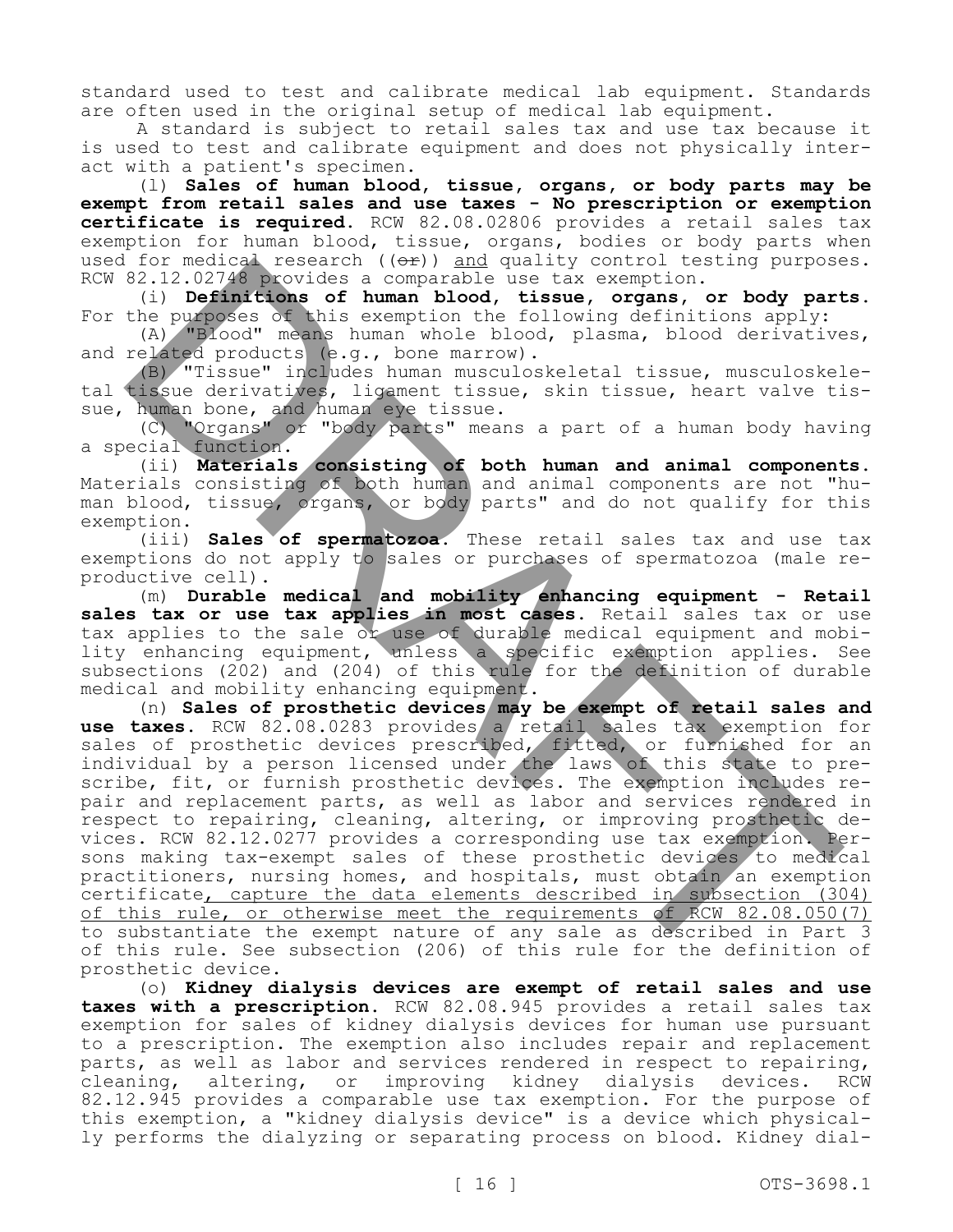standard used to test and calibrate medical lab equipment. Standards are often used in the original setup of medical lab equipment.

A standard is subject to retail sales tax and use tax because it is used to test and calibrate equipment and does not physically interact with a patient's specimen.

(l) **Sales of human blood, tissue, organs, or body parts may be exempt from retail sales and use taxes - No prescription or exemption certificate is required.** RCW 82.08.02806 provides a retail sales tax exemption for human blood, tissue, organs, bodies or body parts when used for medical research ((~~or~~)) and quality control testing purposes. RCW 82.12.02748 provides a comparable use tax exemption.

(i) **Definitions of human blood, tissue, organs, or body parts.** For the purposes of this exemption the following definitions apply:

(A) "Blood" means human whole blood, plasma, blood derivatives, and related products (e.g., bone marrow).

(B) "Tissue" includes human musculoskeletal tissue, musculoskeletal tissue derivatives, ligament tissue, skin tissue, heart valve tissue, human bone, and human eye tissue.

(C) "Organs" or "body parts" means a part of a human body having a special function.

(ii) **Materials consisting of both human and animal components.** Materials consisting of both human and animal components are not "human blood, tissue, organs, or body parts" and do not qualify for this exemption.

(iii) **Sales of spermatozoa.** These retail sales tax and use tax exemptions do not apply to sales or purchases of spermatozoa (male reproductive cell).

(m) **Durable medical and mobility enhancing equipment - Retail sales tax or use tax applies in most cases.** Retail sales tax or use tax applies to the sale or use of durable medical equipment and mobility enhancing equipment, unless a specific exemption applies. See subsections (202) and (204) of this rule for the definition of durable medical and mobility enhancing equipment.

(n) **Sales of prosthetic devices may be exempt of retail sales and use taxes.** RCW 82.08.0283 provides a retail sales tax exemption for sales of prosthetic devices prescribed, fitted, or furnished for an individual by a person licensed under the laws of this state to prescribe, fit, or furnish prosthetic devices. The exemption includes repair and replacement parts, as well as labor and services rendered in respect to repairing, cleaning, altering, or improving prosthetic devices. RCW 82.12.0277 provides a corresponding use tax exemption. Persons making tax-exempt sales of these prosthetic devices to medical practitioners, nursing homes, and hospitals, must obtain an exemption certificate, capture the data elements described in subsection (304) of this rule, or otherwise meet the requirements of RCW 82.08.050(7) to substantiate the exempt nature of any sale as described in Part 3 of this rule. See subsection (206) of this rule for the definition of prosthetic device.

(o) **Kidney dialysis devices are exempt of retail sales and use taxes with a prescription.** RCW 82.08.945 provides a retail sales tax exemption for sales of kidney dialysis devices for human use pursuant to a prescription. The exemption also includes repair and replacement parts, as well as labor and services rendered in respect to repairing, cleaning, altering, or improving kidney dialysis devices. RCW 82.12.945 provides a comparable use tax exemption. For the purpose of this exemption, a "kidney dialysis device" is a device which physically performs the dialyzing or separating process on blood. Kidney dial-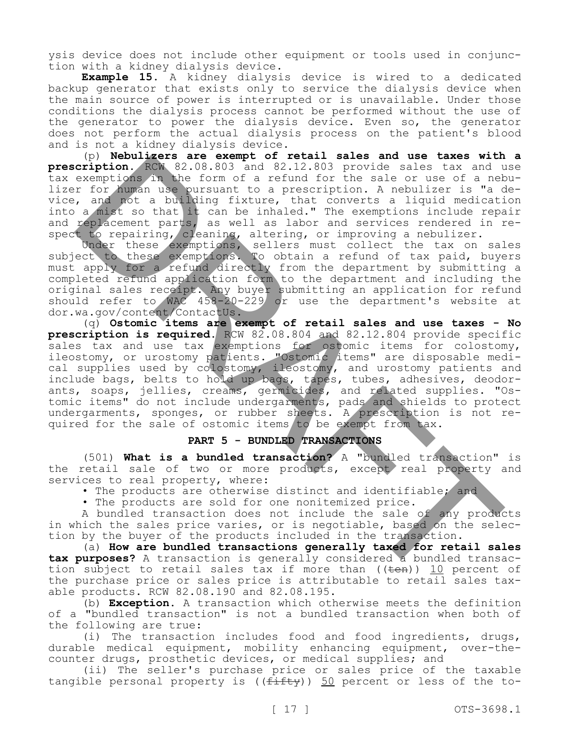ysis device does not include other equipment or tools used in conjunction with a kidney dialysis device.

**Example 15.** A kidney dialysis device is wired to a dedicated backup generator that exists only to service the dialysis device when the main source of power is interrupted or is unavailable. Under those conditions the dialysis process cannot be performed without the use of the generator to power the dialysis device. Even so, the generator does not perform the actual dialysis process on the patient's blood and is not a kidney dialysis device.

(p) **Nebulizers are exempt of retail sales and use taxes with a prescription.** RCW 82.08.803 and 82.12.803 provide sales tax and use tax exemptions in the form of a refund for the sale or use of a nebulizer for human use pursuant to a prescription. A nebulizer is "a device, and not a building fixture, that converts a liquid medication into a mist so that it can be inhaled." The exemptions include repair and replacement parts, as well as labor and services rendered in respect to repairing, cleaning, altering, or improving a nebulizer.

Under these exemptions, sellers must collect the tax on sales subject to these exemptions. To obtain a refund of tax paid, buyers must apply for a refund directly from the department by submitting a completed refund application form to the department and including the original sales receipt. Any buyer submitting an application for refund should refer to WAC 458-20-229 or use the department's website at dor.wa.gov/content/ContactUs.

(q) **Ostomic items are exempt of retail sales and use taxes - No prescription is required.** RCW 82.08.804 and 82.12.804 provide specific sales tax and use tax exemptions for ostomic items for colostomy, ileostomy, or urostomy patients. "Ostomic items" are disposable medical supplies used by colostomy, ileostomy, and urostomy patients and include bags, belts to hold up bags, tapes, tubes, adhesives, deodorants, soaps, jellies, creams, germicides, and related supplies. "Ostomic items" do not include undergarments, pads and shields to protect undergarments, sponges, or rubber sheets. A prescription is not required for the sale of ostomic items to be exempt from tax.

## PART 5 - BUNDLED TRANSACTIONS

(501) **What is a bundled transaction?** A "bundled transaction" is the retail sale of two or more products, except real property and services to real property, where:

- The products are otherwise distinct and identifiable; and
- The products are sold for one nonitemized price.

A bundled transaction does not include the sale of any products in which the sales price varies, or is negotiable, based on the selection by the buyer of the products included in the transaction.

(a) **How are bundled transactions generally taxed for retail sales tax purposes?** A transaction is generally considered a bundled transaction subject to retail sales tax if more than ((~~ten~~)) 10 percent of the purchase price or sales price is attributable to retail sales taxable products. RCW 82.08.190 and 82.08.195.

(b) **Exception.** A transaction which otherwise meets the definition of a "bundled transaction" is not a bundled transaction when both of the following are true:

(i) The transaction includes food and food ingredients, drugs, durable medical equipment, mobility enhancing equipment, over-the-counter drugs, prosthetic devices, or medical supplies; and

(ii) The seller's purchase price or sales price of the taxable tangible personal property is ((~~fifty~~)) 50 percent or less of the to-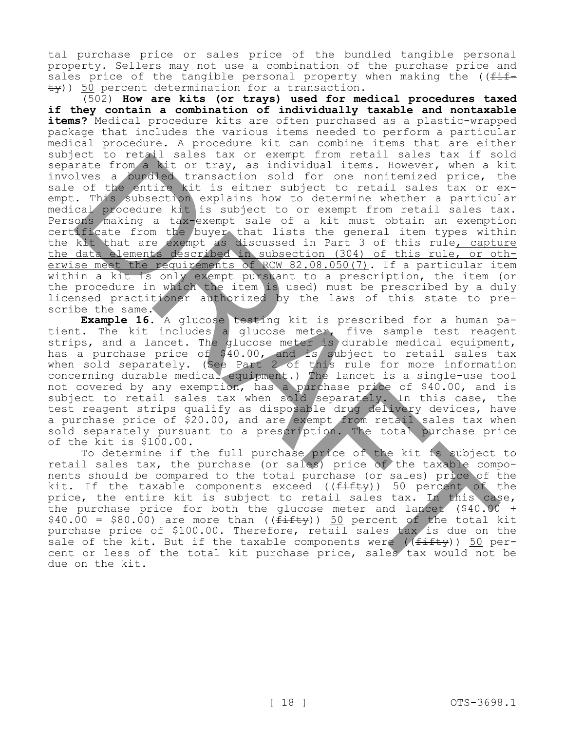tal purchase price or sales price of the bundled tangible personal property. Sellers may not use a combination of the purchase price and sales price of the tangible personal property when making the ((~~fifty~~)) 50 percent determination for a transaction.

(502) **How are kits (or trays) used for medical procedures taxed if they contain a combination of individually taxable and nontaxable items?** Medical procedure kits are often purchased as a plastic-wrapped package that includes the various items needed to perform a particular medical procedure. A procedure kit can combine items that are either subject to retail sales tax or exempt from retail sales tax if sold separate from a kit or tray, as individual items. However, when a kit involves a bundled transaction sold for one nonitemized price, the sale of the entire kit is either subject to retail sales tax or exempt. This subsection explains how to determine whether a particular medical procedure kit is subject to or exempt from retail sales tax. Persons making a tax-exempt sale of a kit must obtain an exemption certificate from the buyer that lists the general item types within the kit that are exempt as discussed in Part 3 of this rule, capture the data elements described in subsection (304) of this rule, or otherwise meet the requirements of RCW 82.08.050(7). If a particular item within a kit is only exempt pursuant to a prescription, the item (or the procedure in which the item is used) must be prescribed by a duly licensed practitioner authorized by the laws of this state to prescribe the same.

**Example 16.** A glucose testing kit is prescribed for a human patient. The kit includes a glucose meter, five sample test reagent strips, and a lancet. The glucose meter is durable medical equipment, has a purchase price of $40.00, and is subject to retail sales tax when sold separately. (See Part 2 of this rule for more information concerning durable medical equipment.) The lancet is a single-use tool not covered by any exemption, has a purchase price of $40.00, and is subject to retail sales tax when sold separately. In this case, the test reagent strips qualify as disposable drug delivery devices, have a purchase price of $20.00, and are exempt from retail sales tax when sold separately pursuant to a prescription. The total purchase price of the kit is $100.00.

To determine if the full purchase price of the kit is subject to retail sales tax, the purchase (or sales) price of the taxable components should be compared to the total purchase (or sales) price of the kit. If the taxable components exceed ((~~fifty~~)) 50 percent of the price, the entire kit is subject to retail sales tax. In this case, the purchase price for both the glucose meter and lancet ($40.00 + $40.00 = $80.00) are more than ((~~fifty~~)) 50 percent of the total kit purchase price of $100.00. Therefore, retail sales tax is due on the sale of the kit. But if the taxable components were ((~~fifty~~)) 50 percent or less of the total kit purchase price, sales tax would not be due on the kit.